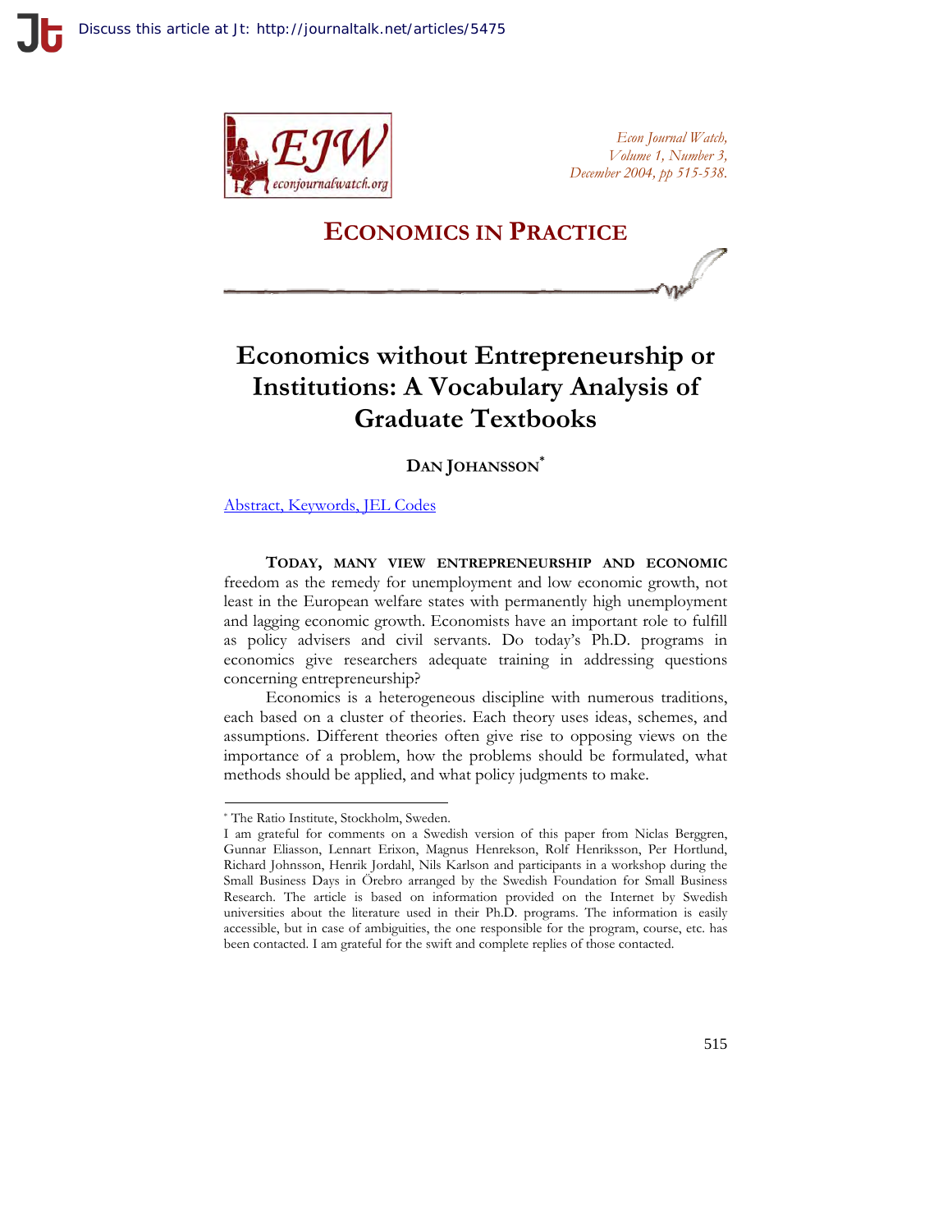## ECONOMICS IN PRACTICE

# Economics without Entrepreneurship or Institutions: A Vocabulary Analysis of Graduate Textbooks

**DAN JOHANSSON***

Abstract, Keywords, JEL Codes

**TODAY, MANY VIEW ENTREPRENEURSHIP AND ECONOMIC** freedom as the remedy for unemployment and low economic growth, not least in the European welfare states with permanently high unemployment and lagging economic growth. Economists have an important role to fulfill as policy advisers and civil servants. Do today's Ph.D. programs in economics give researchers adequate training in addressing questions concerning entrepreneurship?

Economics is a heterogeneous discipline with numerous traditions, each based on a cluster of theories. Each theory uses ideas, schemes, and assumptions. Different theories often give rise to opposing views on the importance of a problem, how the problems should be formulated, what methods should be applied, and what policy judgments to make.

---

\* The Ratio Institute, Stockholm, Sweden.

I am grateful for comments on a Swedish version of this paper from Niclas Berggren, Gunnar Eliasson, Lennart Erixon, Magnus Henrekson, Rolf Henriksson, Per Hortlund, Richard Johnsson, Henrik Jordahl, Nils Karlson and participants in a workshop during the Small Business Days in Örebro arranged by the Swedish Foundation for Small Business Research. The article is based on information provided on the Internet by Swedish universities about the literature used in their Ph.D. programs. The information is easily accessible, but in case of ambiguities, the one responsible for the program, course, etc. has been contacted. I am grateful for the swift and complete replies of those contacted.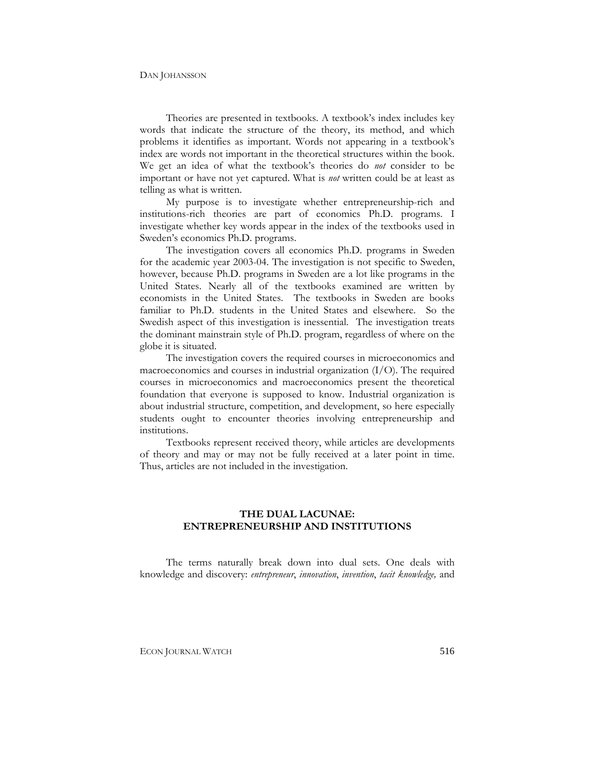Theories are presented in textbooks. A textbook's index includes key words that indicate the structure of the theory, its method, and which problems it identifies as important. Words not appearing in a textbook's index are words not important in the theoretical structures within the book. We get an idea of what the textbook's theories do *not* consider to be important or have not yet captured. What is *not* written could be at least as telling as what is written.

My purpose is to investigate whether entrepreneurship-rich and institutions-rich theories are part of economics Ph.D. programs. I investigate whether key words appear in the index of the textbooks used in Sweden's economics Ph.D. programs.

The investigation covers all economics Ph.D. programs in Sweden for the academic year 2003-04. The investigation is not specific to Sweden, however, because Ph.D. programs in Sweden are a lot like programs in the United States. Nearly all of the textbooks examined are written by economists in the United States. The textbooks in Sweden are books familiar to Ph.D. students in the United States and elsewhere. So the Swedish aspect of this investigation is inessential. The investigation treats the dominant mainstrain style of Ph.D. program, regardless of where on the globe it is situated.

The investigation covers the required courses in microeconomics and macroeconomics and courses in industrial organization (I/O). The required courses in microeconomics and macroeconomics present the theoretical foundation that everyone is supposed to know. Industrial organization is about industrial structure, competition, and development, so here especially students ought to encounter theories involving entrepreneurship and institutions.

Textbooks represent received theory, while articles are developments of theory and may or may not be fully received at a later point in time. Thus, articles are not included in the investigation.

## THE DUAL LACUNAE: ENTREPRENEURSHIP AND INSTITUTIONS

The terms naturally break down into dual sets. One deals with knowledge and discovery: *entrepreneur*, *innovation*, *invention*, *tacit knowledge,* and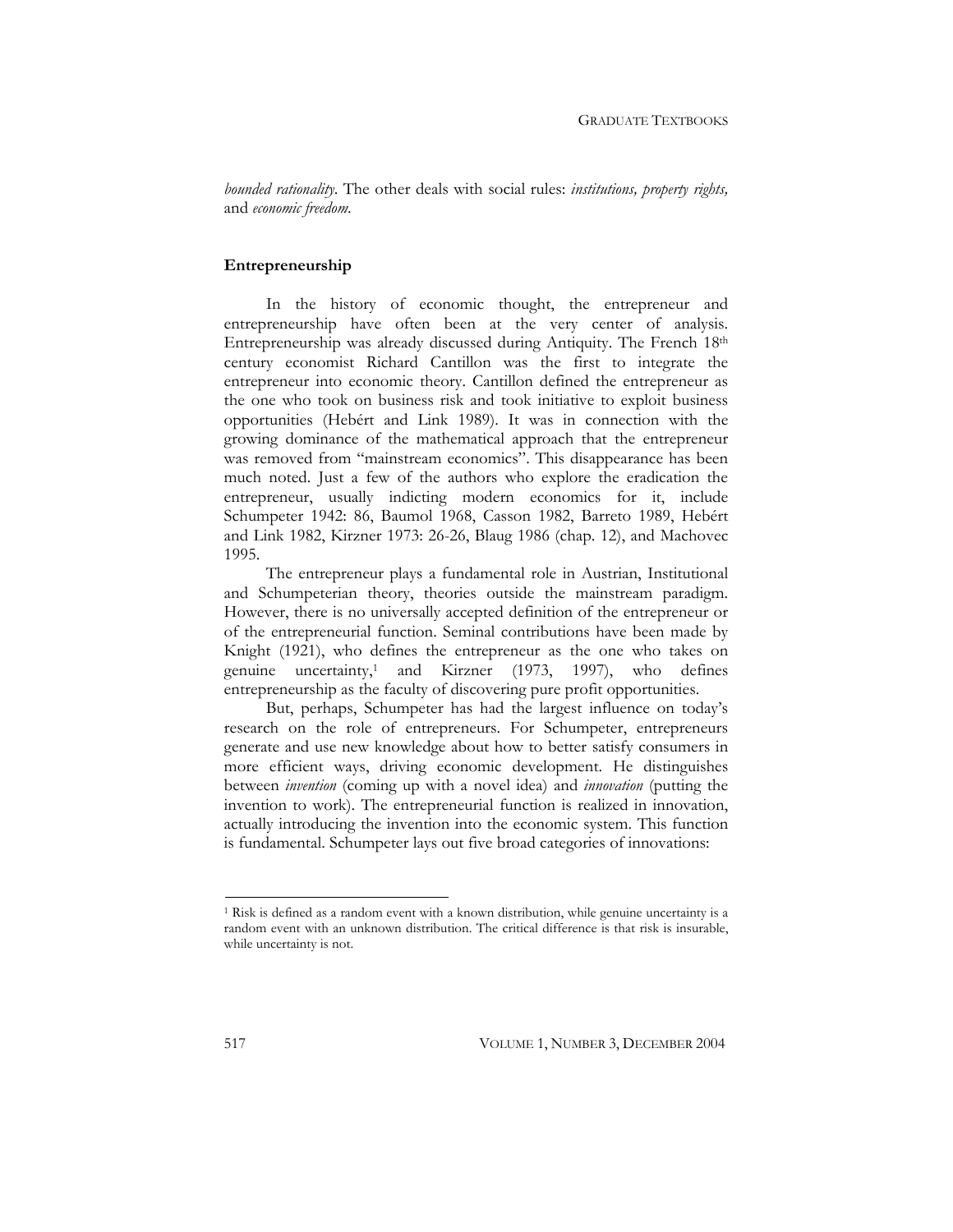*bounded rationality*. The other deals with social rules: *institutions, property rights,* and *economic freedom.*

### Entrepreneurship

In the history of economic thought, the entrepreneur and entrepreneurship have often been at the very center of analysis. Entrepreneurship was already discussed during Antiquity. The French 18th century economist Richard Cantillon was the first to integrate the entrepreneur into economic theory. Cantillon defined the entrepreneur as the one who took on business risk and took initiative to exploit business opportunities (Hebért and Link 1989). It was in connection with the growing dominance of the mathematical approach that the entrepreneur was removed from "mainstream economics". This disappearance has been much noted. Just a few of the authors who explore the eradication the entrepreneur, usually indicting modern economics for it, include Schumpeter 1942: 86, Baumol 1968, Casson 1982, Barreto 1989, Hebért and Link 1982, Kirzner 1973: 26-26, Blaug 1986 (chap. 12), and Machovec 1995.

The entrepreneur plays a fundamental role in Austrian, Institutional and Schumpeterian theory, theories outside the mainstream paradigm. However, there is no universally accepted definition of the entrepreneur or of the entrepreneurial function. Seminal contributions have been made by Knight (1921), who defines the entrepreneur as the one who takes on genuine uncertainty,[1] and Kirzner (1973, 1997), who defines entrepreneurship as the faculty of discovering pure profit opportunities.

But, perhaps, Schumpeter has had the largest influence on today's research on the role of entrepreneurs. For Schumpeter, entrepreneurs generate and use new knowledge about how to better satisfy consumers in more efficient ways, driving economic development. He distinguishes between *invention* (coming up with a novel idea) and *innovation* (putting the invention to work). The entrepreneurial function is realized in innovation, actually introducing the invention into the economic system. This function is fundamental. Schumpeter lays out five broad categories of innovations:

---

[1] Risk is defined as a random event with a known distribution, while genuine uncertainty is a random event with an unknown distribution. The critical difference is that risk is insurable, while uncertainty is not.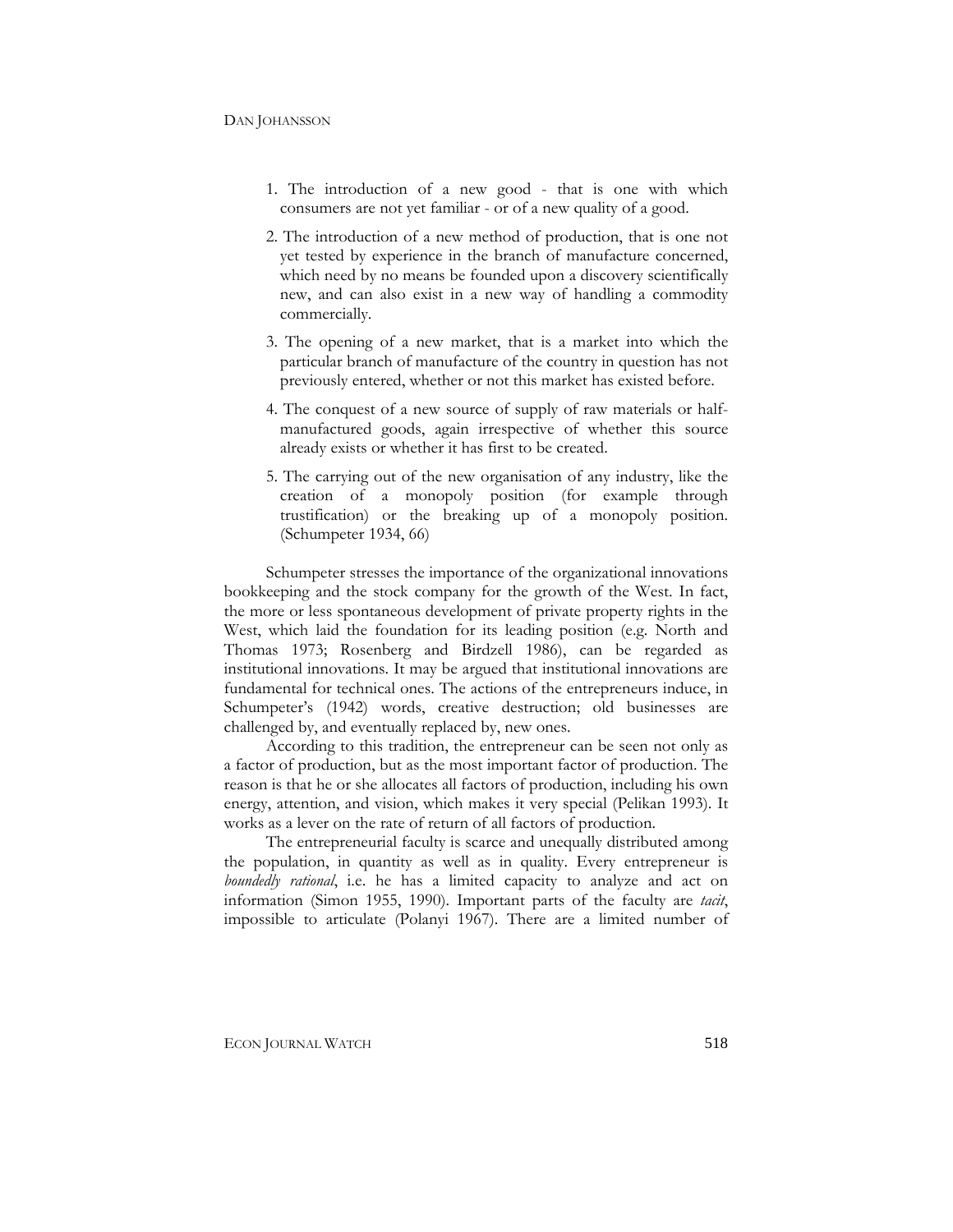1. The introduction of a new good - that is one with which consumers are not yet familiar - or of a new quality of a good.
2. The introduction of a new method of production, that is one not yet tested by experience in the branch of manufacture concerned, which need by no means be founded upon a discovery scientifically new, and can also exist in a new way of handling a commodity commercially.
3. The opening of a new market, that is a market into which the particular branch of manufacture of the country in question has not previously entered, whether or not this market has existed before.
4. The conquest of a new source of supply of raw materials or half-manufactured goods, again irrespective of whether this source already exists or whether it has first to be created.
5. The carrying out of the new organisation of any industry, like the creation of a monopoly position (for example through trustification) or the breaking up of a monopoly position. (Schumpeter 1934, 66)

Schumpeter stresses the importance of the organizational innovations bookkeeping and the stock company for the growth of the West. In fact, the more or less spontaneous development of private property rights in the West, which laid the foundation for its leading position (e.g. North and Thomas 1973; Rosenberg and Birdzell 1986), can be regarded as institutional innovations. It may be argued that institutional innovations are fundamental for technical ones. The actions of the entrepreneurs induce, in Schumpeter's (1942) words, creative destruction; old businesses are challenged by, and eventually replaced by, new ones.

According to this tradition, the entrepreneur can be seen not only as a factor of production, but as the most important factor of production. The reason is that he or she allocates all factors of production, including his own energy, attention, and vision, which makes it very special (Pelikan 1993). It works as a lever on the rate of return of all factors of production.

The entrepreneurial faculty is scarce and unequally distributed among the population, in quantity as well as in quality. Every entrepreneur is *boundedly rational*, i.e. he has a limited capacity to analyze and act on information (Simon 1955, 1990). Important parts of the faculty are *tacit*, impossible to articulate (Polanyi 1967). There are a limited number of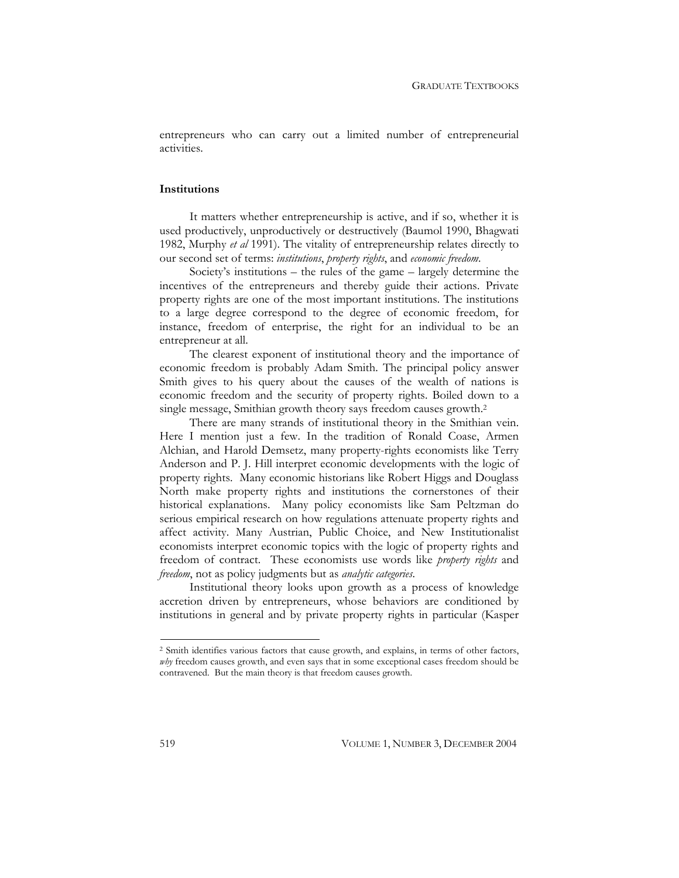entrepreneurs who can carry out a limited number of entrepreneurial activities.

### Institutions

It matters whether entrepreneurship is active, and if so, whether it is used productively, unproductively or destructively (Baumol 1990, Bhagwati 1982, Murphy *et al* 1991). The vitality of entrepreneurship relates directly to our second set of terms: *institutions*, *property rights*, and *economic freedom*.

Society's institutions – the rules of the game – largely determine the incentives of the entrepreneurs and thereby guide their actions. Private property rights are one of the most important institutions. The institutions to a large degree correspond to the degree of economic freedom, for instance, freedom of enterprise, the right for an individual to be an entrepreneur at all.

The clearest exponent of institutional theory and the importance of economic freedom is probably Adam Smith. The principal policy answer Smith gives to his query about the causes of the wealth of nations is economic freedom and the security of property rights. Boiled down to a single message, Smithian growth theory says freedom causes growth.[2]

There are many strands of institutional theory in the Smithian vein. Here I mention just a few. In the tradition of Ronald Coase, Armen Alchian, and Harold Demsetz, many property-rights economists like Terry Anderson and P. J. Hill interpret economic developments with the logic of property rights. Many economic historians like Robert Higgs and Douglass North make property rights and institutions the cornerstones of their historical explanations. Many policy economists like Sam Peltzman do serious empirical research on how regulations attenuate property rights and affect activity. Many Austrian, Public Choice, and New Institutionalist economists interpret economic topics with the logic of property rights and freedom of contract. These economists use words like *property rights* and *freedom*, not as policy judgments but as *analytic categories*.

Institutional theory looks upon growth as a process of knowledge accretion driven by entrepreneurs, whose behaviors are conditioned by institutions in general and by private property rights in particular (Kasper

[2] Smith identifies various factors that cause growth, and explains, in terms of other factors, *why* freedom causes growth, and even says that in some exceptional cases freedom should be contravened. But the main theory is that freedom causes growth.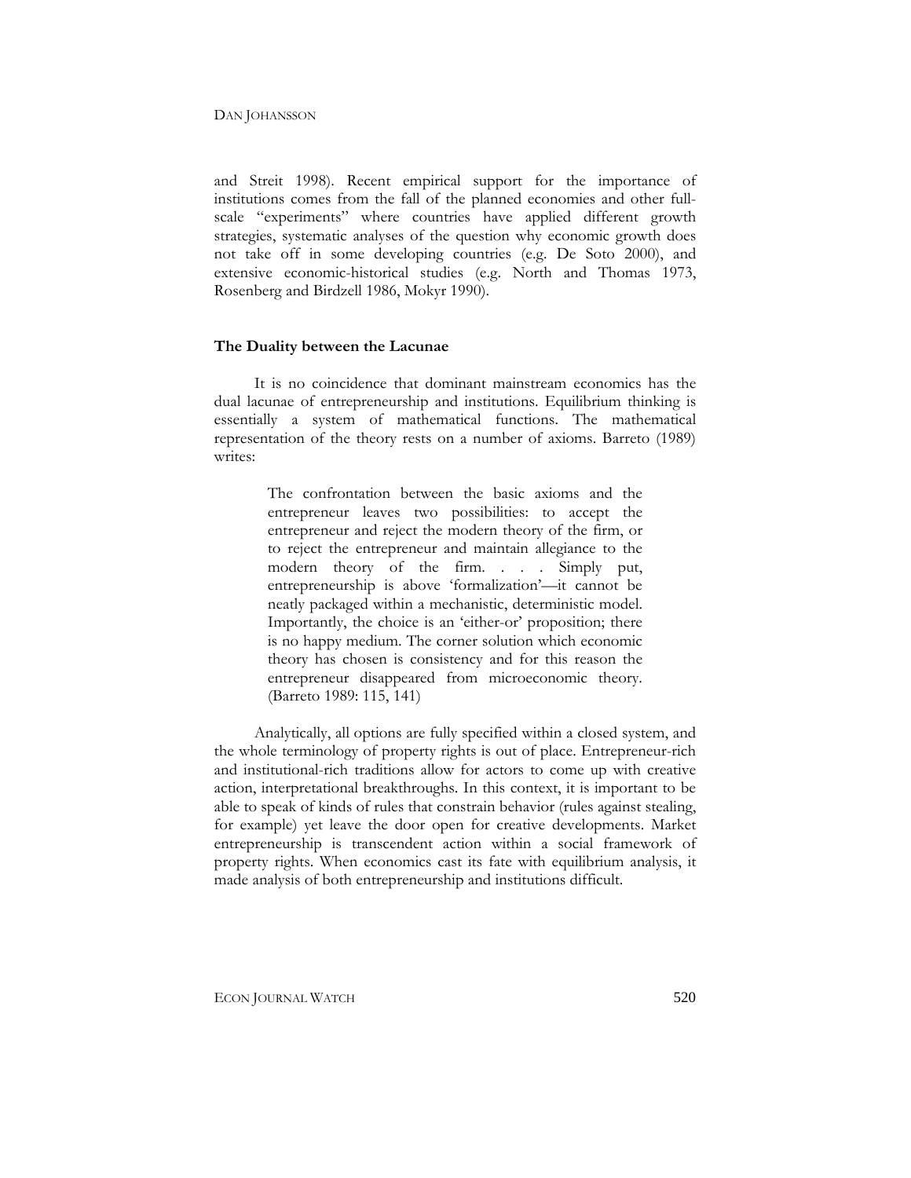and Streit 1998). Recent empirical support for the importance of institutions comes from the fall of the planned economies and other full-scale "experiments" where countries have applied different growth strategies, systematic analyses of the question why economic growth does not take off in some developing countries (e.g. De Soto 2000), and extensive economic-historical studies (e.g. North and Thomas 1973, Rosenberg and Birdzell 1986, Mokyr 1990).

### The Duality between the Lacunae

It is no coincidence that dominant mainstream economics has the dual lacunae of entrepreneurship and institutions. Equilibrium thinking is essentially a system of mathematical functions. The mathematical representation of the theory rests on a number of axioms. Barreto (1989) writes:

> The confrontation between the basic axioms and the entrepreneur leaves two possibilities: to accept the entrepreneur and reject the modern theory of the firm, or to reject the entrepreneur and maintain allegiance to the modern theory of the firm. . . . Simply put, entrepreneurship is above 'formalization'—it cannot be neatly packaged within a mechanistic, deterministic model. Importantly, the choice is an 'either-or' proposition; there is no happy medium. The corner solution which economic theory has chosen is consistency and for this reason the entrepreneur disappeared from microeconomic theory. (Barreto 1989: 115, 141)

Analytically, all options are fully specified within a closed system, and the whole terminology of property rights is out of place. Entrepreneur-rich and institutional-rich traditions allow for actors to come up with creative action, interpretational breakthroughs. In this context, it is important to be able to speak of kinds of rules that constrain behavior (rules against stealing, for example) yet leave the door open for creative developments. Market entrepreneurship is transcendent action within a social framework of property rights. When economics cast its fate with equilibrium analysis, it made analysis of both entrepreneurship and institutions difficult.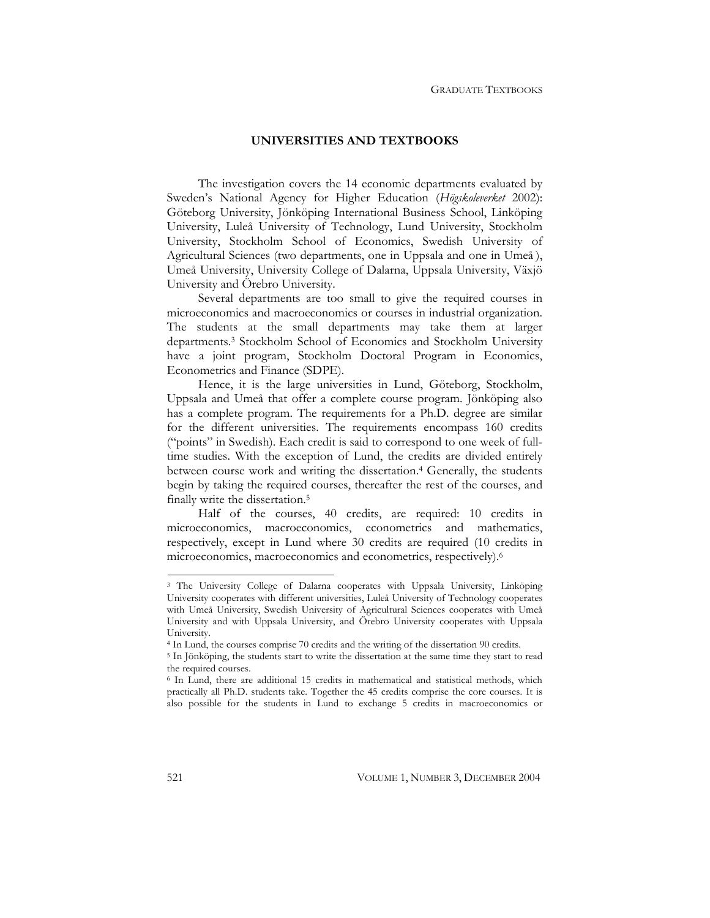## UNIVERSITIES AND TEXTBOOKS

The investigation covers the 14 economic departments evaluated by Sweden's National Agency for Higher Education (*Högskoleverket* 2002): Göteborg University, Jönköping International Business School, Linköping University, Luleå University of Technology, Lund University, Stockholm University, Stockholm School of Economics, Swedish University of Agricultural Sciences (two departments, one in Uppsala and one in Umeå), Umeå University, University College of Dalarna, Uppsala University, Växjö University and Örebro University.

Several departments are too small to give the required courses in microeconomics and macroeconomics or courses in industrial organization. The students at the small departments may take them at larger departments.[3] Stockholm School of Economics and Stockholm University have a joint program, Stockholm Doctoral Program in Economics, Econometrics and Finance (SDPE).

Hence, it is the large universities in Lund, Göteborg, Stockholm, Uppsala and Umeå that offer a complete course program. Jönköping also has a complete program. The requirements for a Ph.D. degree are similar for the different universities. The requirements encompass 160 credits ("points" in Swedish). Each credit is said to correspond to one week of full-time studies. With the exception of Lund, the credits are divided entirely between course work and writing the dissertation.[4] Generally, the students begin by taking the required courses, thereafter the rest of the courses, and finally write the dissertation.[5]

Half of the courses, 40 credits, are required: 10 credits in microeconomics, macroeconomics, econometrics and mathematics, respectively, except in Lund where 30 credits are required (10 credits in microeconomics, macroeconomics and econometrics, respectively).[6]

---

[3] The University College of Dalarna cooperates with Uppsala University, Linköping University cooperates with different universities, Luleå University of Technology cooperates with Umeå University, Swedish University of Agricultural Sciences cooperates with Umeå University and with Uppsala University, and Örebro University cooperates with Uppsala University.

[4] In Lund, the courses comprise 70 credits and the writing of the dissertation 90 credits.

[5] In Jönköping, the students start to write the dissertation at the same time they start to read the required courses.

[6] In Lund, there are additional 15 credits in mathematical and statistical methods, which practically all Ph.D. students take. Together the 45 credits comprise the core courses. It is also possible for the students in Lund to exchange 5 credits in macroeconomics or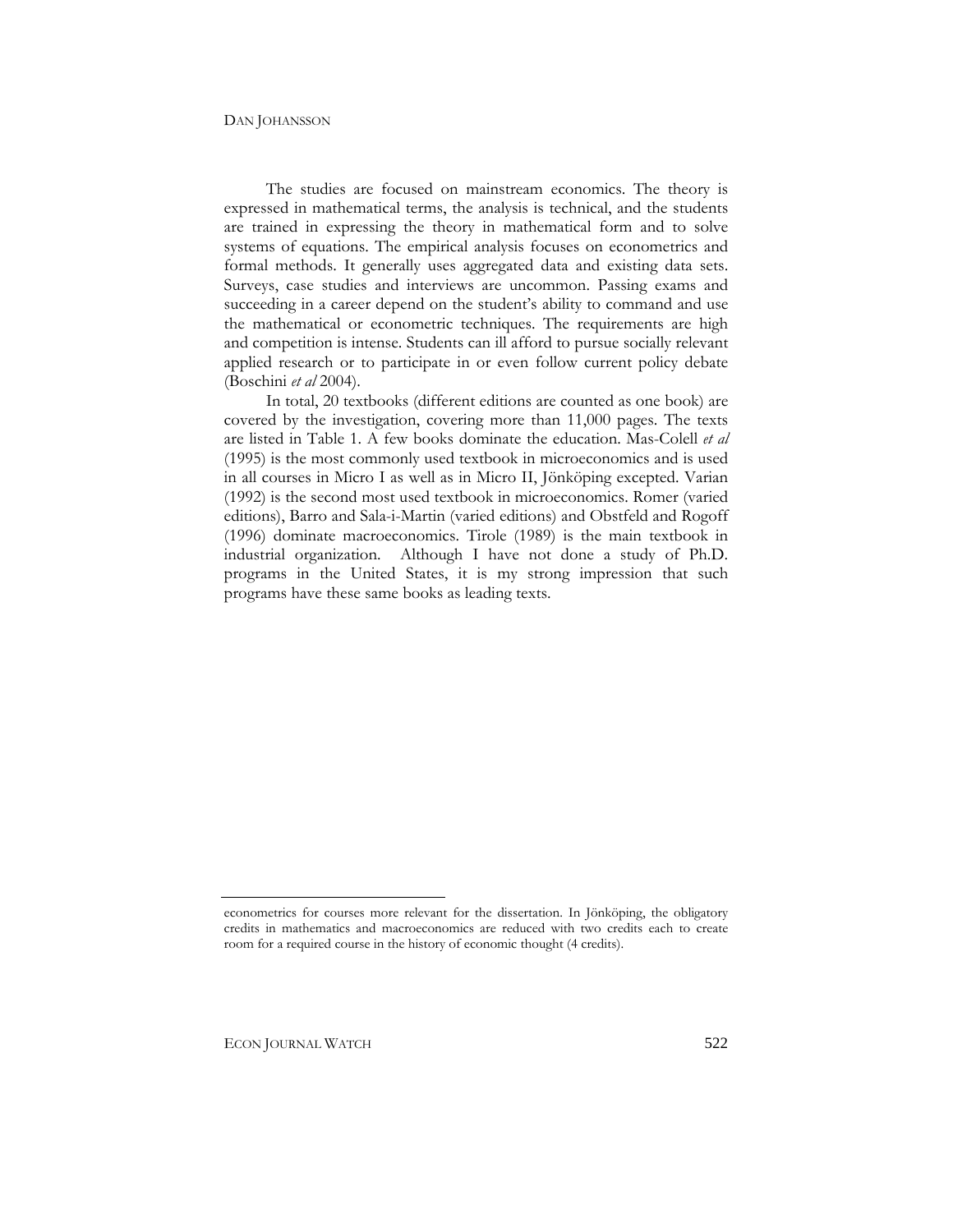The studies are focused on mainstream economics. The theory is expressed in mathematical terms, the analysis is technical, and the students are trained in expressing the theory in mathematical form and to solve systems of equations. The empirical analysis focuses on econometrics and formal methods. It generally uses aggregated data and existing data sets. Surveys, case studies and interviews are uncommon. Passing exams and succeeding in a career depend on the student's ability to command and use the mathematical or econometric techniques. The requirements are high and competition is intense. Students can ill afford to pursue socially relevant applied research or to participate in or even follow current policy debate (Boschini *et al* 2004).

In total, 20 textbooks (different editions are counted as one book) are covered by the investigation, covering more than 11,000 pages. The texts are listed in Table 1. A few books dominate the education. Mas-Colell *et al* (1995) is the most commonly used textbook in microeconomics and is used in all courses in Micro I as well as in Micro II, Jönköping excepted. Varian (1992) is the second most used textbook in microeconomics. Romer (varied editions), Barro and Sala-i-Martin (varied editions) and Obstfeld and Rogoff (1996) dominate macroeconomics. Tirole (1989) is the main textbook in industrial organization. Although I have not done a study of Ph.D. programs in the United States, it is my strong impression that such programs have these same books as leading texts.

---

econometrics for courses more relevant for the dissertation. In Jönköping, the obligatory credits in mathematics and macroeconomics are reduced with two credits each to create room for a required course in the history of economic thought (4 credits).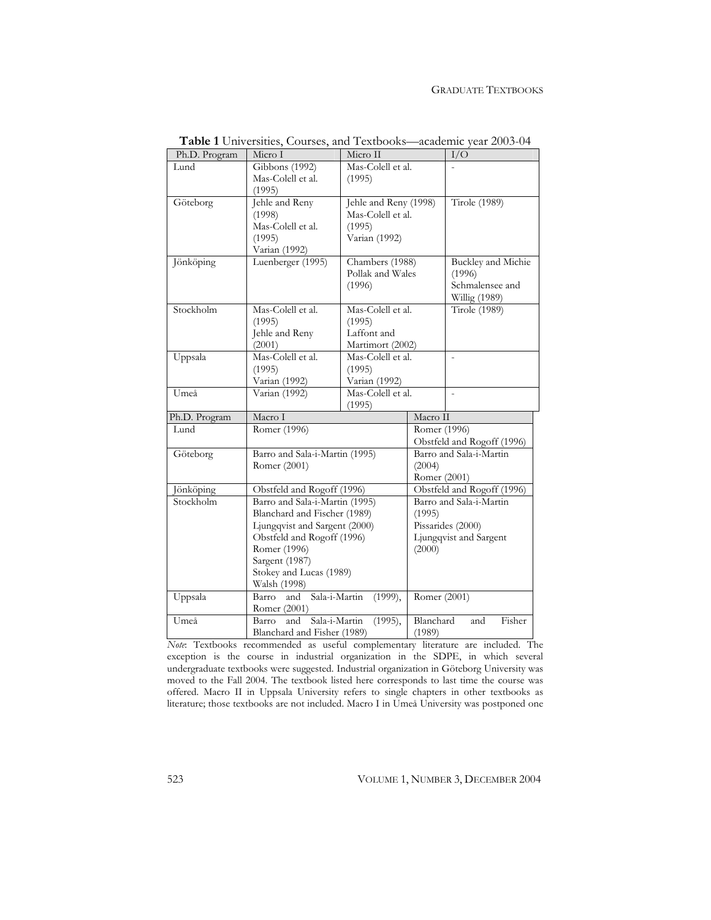**Table 1** Universities, Courses, and Textbooks—academic year 2003-04

| Ph.D. Program | Micro I | Micro II | I/O |
|---|---|---|---|
| Lund | Gibbons (1992) Mas-Colell et al. (1995) | Mas-Colell et al. (1995) | - |
| Göteborg | Jehle and Reny (1998) Mas-Colell et al. (1995) Varian (1992) | Jehle and Reny (1998) Mas-Colell et al. (1995) Varian (1992) | Tirole (1989) |
| Jönköping | Luenberger (1995) | Chambers (1988) Pollak and Wales (1996) | Buckley and Michie (1996) Schmalensee and Willig (1989) |
| Stockholm | Mas-Colell et al. (1995) Jehle and Reny (2001) | Mas-Colell et al. (1995) Laffont and Martimort (2002) | Tirole (1989) |
| Uppsala | Mas-Colell et al. (1995) Varian (1992) | Mas-Colell et al. (1995) Varian (1992) | - |
| Umeå | Varian (1992) | Mas-Colell et al. (1995) | - |

| Ph.D. Program | Macro I | Macro II |
|---|---|---|
| Lund | Romer (1996) | Romer (1996) Obstfeld and Rogoff (1996) |
| Göteborg | Barro and Sala-i-Martin (1995) Romer (2001) | Barro and Sala-i-Martin (2004) Romer (2001) |
| Jönköping | Obstfeld and Rogoff (1996) | Obstfeld and Rogoff (1996) |
| Stockholm | Barro and Sala-i-Martin (1995) Blanchard and Fischer (1989) Ljungqvist and Sargent (2000) Obstfeld and Rogoff (1996) Romer (1996) Sargent (1987) Stokey and Lucas (1989) Walsh (1998) | Barro and Sala-i-Martin (1995) Pissarides (2000) Ljungqvist and Sargent (2000) |
| Uppsala | Barro and Sala-i-Martin (1999), Romer (2001) | Romer (2001) |
| Umeå | Barro and Sala-i-Martin (1995), Blanchard and Fisher (1989) | Blanchard and Fisher (1989) |

*Note*: Textbooks recommended as useful complementary literature are included. The exception is the course in industrial organization in the SDPE, in which several undergraduate textbooks were suggested. Industrial organization in Göteborg University was moved to the Fall 2004. The textbook listed here corresponds to last time the course was offered. Macro II in Uppsala University refers to single chapters in other textbooks as literature; those textbooks are not included. Macro I in Umeå University was postponed one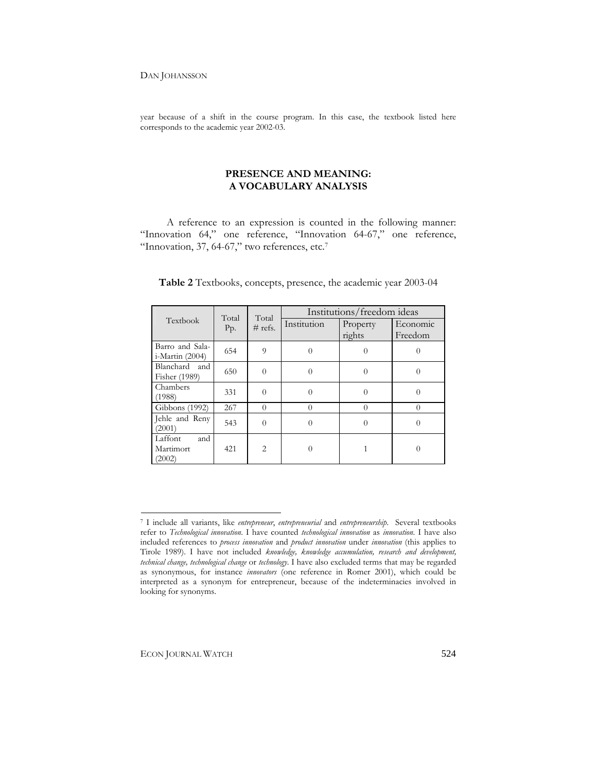year because of a shift in the course program. In this case, the textbook listed here corresponds to the academic year 2002-03.

## PRESENCE AND MEANING: A VOCABULARY ANALYSIS

A reference to an expression is counted in the following manner: "Innovation 64," one reference, "Innovation 64-67," one reference, "Innovation, 37, 64-67," two references, etc.[7]

**Table 2** Textbooks, concepts, presence, the academic year 2003-04

| Textbook | Total Pp. | Total # refs. | Institutions/freedom ideas | | |
|---|---|---|---|---|---|
| | | | Institution | Property rights | Economic Freedom |
| Barro and Sala-i-Martin (2004) | 654 | 9 | 0 | 0 | 0 |
| Blanchard and Fisher (1989) | 650 | 0 | 0 | 0 | 0 |
| Chambers (1988) | 331 | 0 | 0 | 0 | 0 |
| Gibbons (1992) | 267 | 0 | 0 | 0 | 0 |
| Jehle and Reny (2001) | 543 | 0 | 0 | 0 | 0 |
| Laffont and Martimort (2002) | 421 | 2 | 0 | 1 | 0 |

[7] I include all variants, like *entrepreneur*, *entrepreneurial* and *entrepreneurship*. Several textbooks refer to *Technological innovation*. I have counted *technological innovation* as *innovation*. I have also included references to *process innovation* and *product innovation* under *innovation* (this applies to Tirole 1989). I have not included *knowledge, knowledge accumulation, research and development, technical change, technological change* or *technology*. I have also excluded terms that may be regarded as synonymous, for instance *innovators* (one reference in Romer 2001), which could be interpreted as a synonym for entrepreneur, because of the indeterminacies involved in looking for synonyms.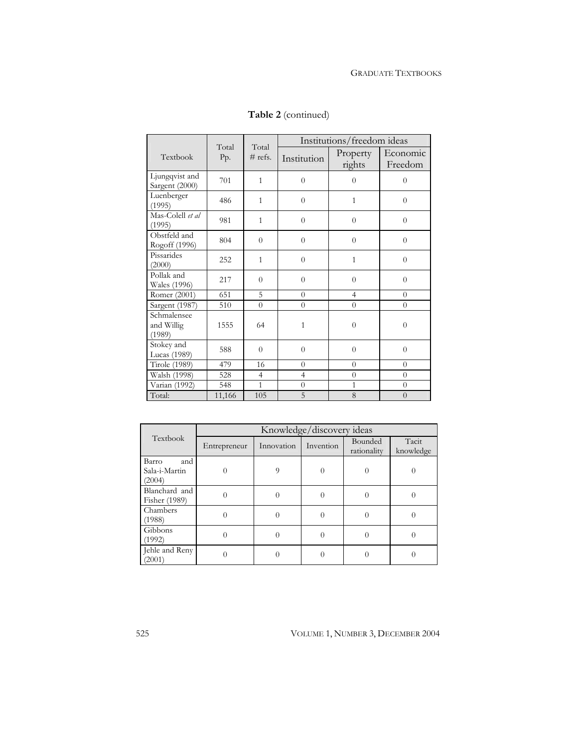**Table 2** (continued)

| Textbook | Total Pp. | Total # refs. | Institutions/freedom ideas | | |
|---|---|---|---|---|---|
| | | | Institution | Property rights | Economic Freedom |
| Ljungqvist and Sargent (2000) | 701 | 1 | 0 | 0 | 0 |
| Luenberger (1995) | 486 | 1 | 0 | 1 | 0 |
| Mas-Colell *et al* (1995) | 981 | 1 | 0 | 0 | 0 |
| Obstfeld and Rogoff (1996) | 804 | 0 | 0 | 0 | 0 |
| Pissarides (2000) | 252 | 1 | 0 | 1 | 0 |
| Pollak and Wales (1996) | 217 | 0 | 0 | 0 | 0 |
| Romer (2001) | 651 | 5 | 0 | 4 | 0 |
| Sargent (1987) | 510 | 0 | 0 | 0 | 0 |
| Schmalensee and Willig (1989) | 1555 | 64 | 1 | 0 | 0 |
| Stokey and Lucas (1989) | 588 | 0 | 0 | 0 | 0 |
| Tirole (1989) | 479 | 16 | 0 | 0 | 0 |
| Walsh (1998) | 528 | 4 | 4 | 0 | 0 |
| Varian (1992) | 548 | 1 | 0 | 1 | 0 |
| Total: | 11,166 | 105 | 5 | 8 | 0 |

| Textbook | Knowledge/discovery ideas | | | | |
|---|---|---|---|---|---|
| | Entrepreneur | Innovation | Invention | Bounded rationality | Tacit knowledge |
| Barro and Sala-i-Martin (2004) | 0 | 9 | 0 | 0 | 0 |
| Blanchard and Fisher (1989) | 0 | 0 | 0 | 0 | 0 |
| Chambers (1988) | 0 | 0 | 0 | 0 | 0 |
| Gibbons (1992) | 0 | 0 | 0 | 0 | 0 |
| Jehle and Reny (2001) | 0 | 0 | 0 | 0 | 0 |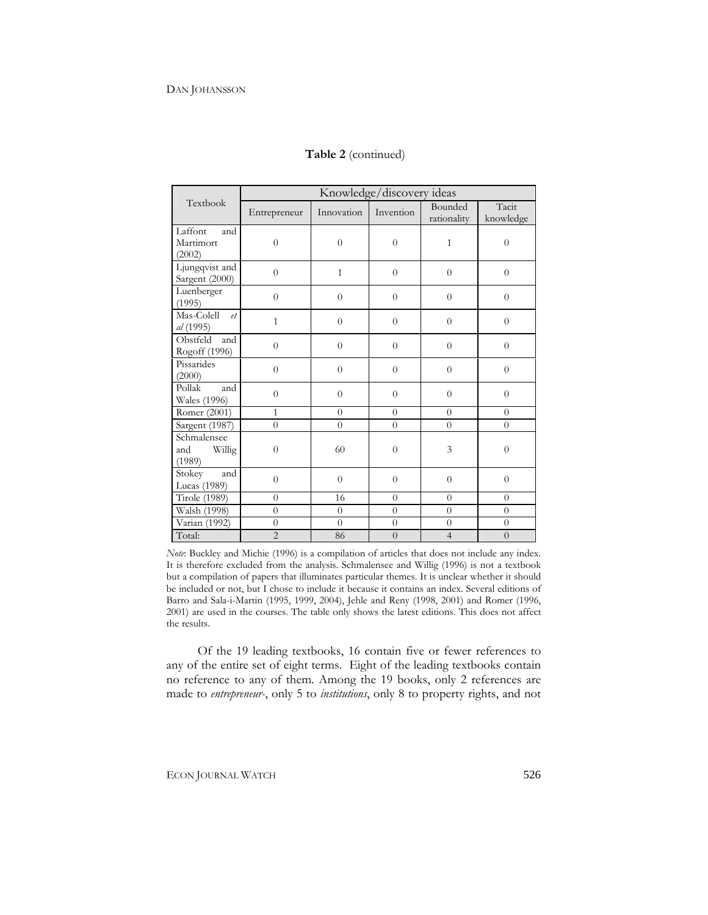**Table 2** (continued)

| Textbook | Knowledge/discovery ideas | | | | |
|---|---|---|---|---|---|
| | Entrepreneur | Innovation | Invention | Bounded rationality | Tacit knowledge |
| Laffont and Martimort (2002) | 0 | 0 | 0 | 1 | 0 |
| Ljungqvist and Sargent (2000) | 0 | 1 | 0 | 0 | 0 |
| Luenberger (1995) | 0 | 0 | 0 | 0 | 0 |
| Mas-Colell *et al* (1995) | 1 | 0 | 0 | 0 | 0 |
| Obstfeld and Rogoff (1996) | 0 | 0 | 0 | 0 | 0 |
| Pissarides (2000) | 0 | 0 | 0 | 0 | 0 |
| Pollak and Wales (1996) | 0 | 0 | 0 | 0 | 0 |
| Romer (2001) | 1 | 0 | 0 | 0 | 0 |
| Sargent (1987) | 0 | 0 | 0 | 0 | 0 |
| Schmalensee and Willig (1989) | 0 | 60 | 0 | 3 | 0 |
| Stokey and Lucas (1989) | 0 | 0 | 0 | 0 | 0 |
| Tirole (1989) | 0 | 16 | 0 | 0 | 0 |
| Walsh (1998) | 0 | 0 | 0 | 0 | 0 |
| Varian (1992) | 0 | 0 | 0 | 0 | 0 |
| Total: | 2 | 86 | 0 | 4 | 0 |

*Note*: Buckley and Michie (1996) is a compilation of articles that does not include any index. It is therefore excluded from the analysis. Schmalensee and Willig (1996) is not a textbook but a compilation of papers that illuminates particular themes. It is unclear whether it should be included or not, but I chose to include it because it contains an index. Several editions of Barro and Sala-i-Martin (1995, 1999, 2004), Jehle and Reny (1998, 2001) and Romer (1996, 2001) are used in the courses. The table only shows the latest editions. This does not affect the results.

Of the 19 leading textbooks, 16 contain five or fewer references to any of the entire set of eight terms. Eight of the leading textbooks contain no reference to any of them. Among the 19 books, only 2 references are made to *entrepreneur-*, only 5 to *institutions*, only 8 to property rights, and not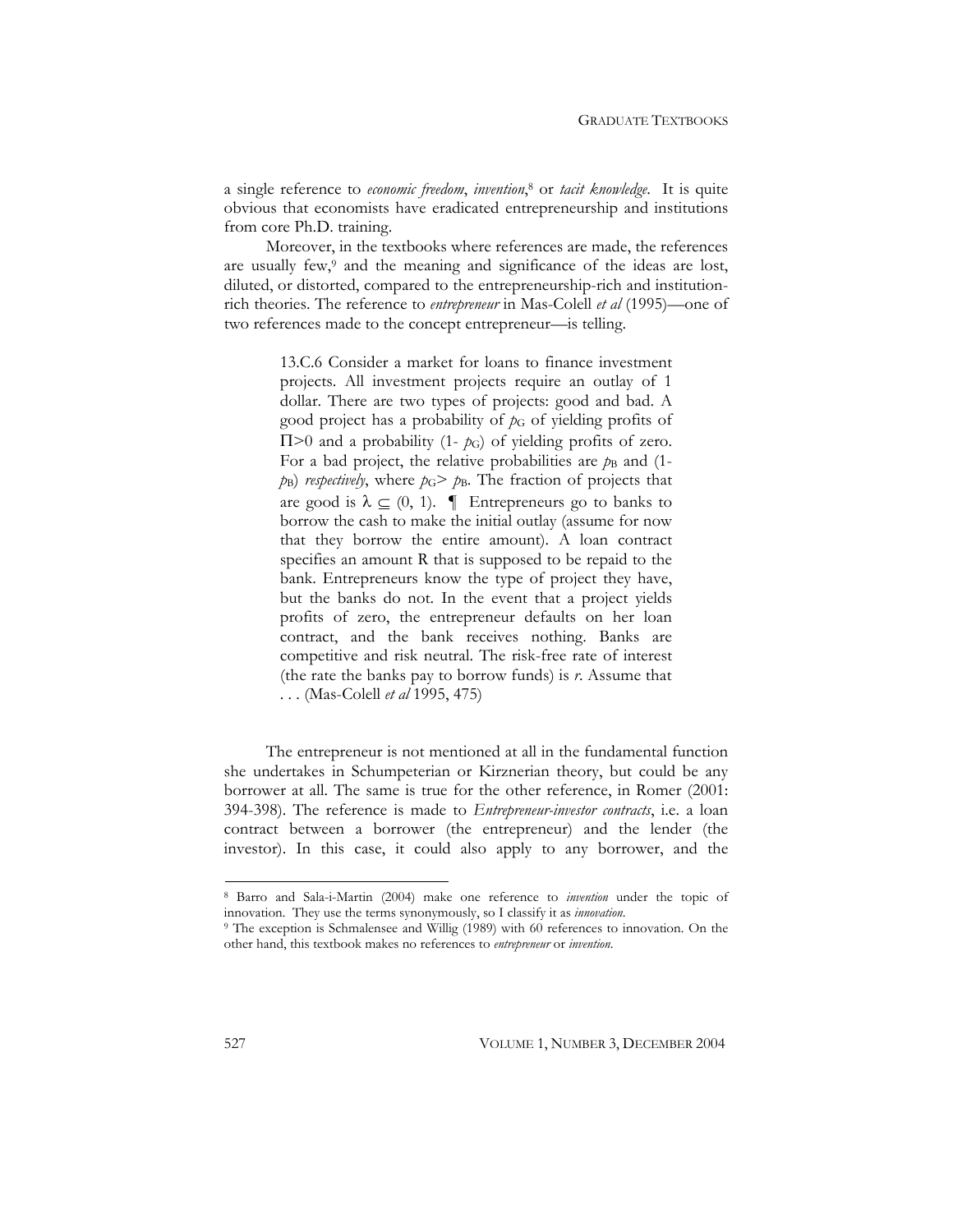a single reference to *economic freedom*, *invention*,[8] or *tacit knowledge*. It is quite obvious that economists have eradicated entrepreneurship and institutions from core Ph.D. training.

Moreover, in the textbooks where references are made, the references are usually few,[9] and the meaning and significance of the ideas are lost, diluted, or distorted, compared to the entrepreneurship-rich and institution-rich theories. The reference to *entrepreneur* in Mas-Colell *et al* (1995)—one of two references made to the concept entrepreneur—is telling.

> 13.C.6 Consider a market for loans to finance investment projects. All investment projects require an outlay of 1 dollar. There are two types of projects: good and bad. A good project has a probability of $p_G$ of yielding profits of $\Pi>0$ and a probability $(1- p_G)$ of yielding profits of zero. For a bad project, the relative probabilities are $p_B$ and $(1- p_B)$ *respectively*, where $p_G> p_B$. The fraction of projects that are good is $\lambda \subseteq (0, 1)$. ¶ Entrepreneurs go to banks to borrow the cash to make the initial outlay (assume for now that they borrow the entire amount). A loan contract specifies an amount R that is supposed to be repaid to the bank. Entrepreneurs know the type of project they have, but the banks do not. In the event that a project yields profits of zero, the entrepreneur defaults on her loan contract, and the bank receives nothing. Banks are competitive and risk neutral. The risk-free rate of interest (the rate the banks pay to borrow funds) is *r*. Assume that . . . (Mas-Colell *et al* 1995, 475)

The entrepreneur is not mentioned at all in the fundamental function she undertakes in Schumpeterian or Kirznerian theory, but could be any borrower at all. The same is true for the other reference, in Romer (2001: 394-398). The reference is made to *Entrepreneur-investor contracts*, i.e. a loan contract between a borrower (the entrepreneur) and the lender (the investor). In this case, it could also apply to any borrower, and the

---

[8] Barro and Sala-i-Martin (2004) make one reference to *invention* under the topic of innovation. They use the terms synonymously, so I classify it as *innovation*.

[9] The exception is Schmalensee and Willig (1989) with 60 references to innovation. On the other hand, this textbook makes no references to *entrepreneur* or *invention*.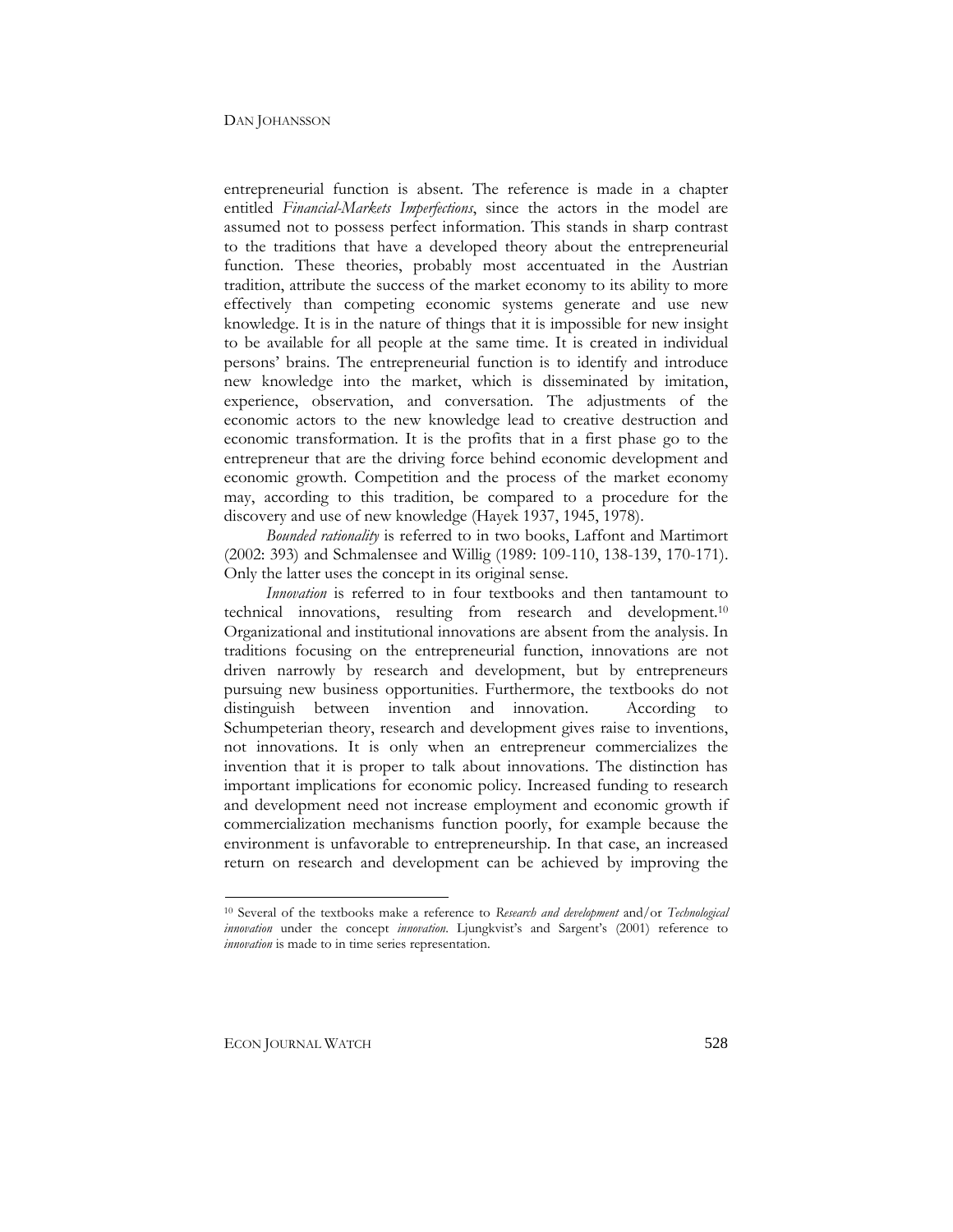entrepreneurial function is absent. The reference is made in a chapter entitled *Financial-Markets Imperfections*, since the actors in the model are assumed not to possess perfect information. This stands in sharp contrast to the traditions that have a developed theory about the entrepreneurial function. These theories, probably most accentuated in the Austrian tradition, attribute the success of the market economy to its ability to more effectively than competing economic systems generate and use new knowledge. It is in the nature of things that it is impossible for new insight to be available for all people at the same time. It is created in individual persons' brains. The entrepreneurial function is to identify and introduce new knowledge into the market, which is disseminated by imitation, experience, observation, and conversation. The adjustments of the economic actors to the new knowledge lead to creative destruction and economic transformation. It is the profits that in a first phase go to the entrepreneur that are the driving force behind economic development and economic growth. Competition and the process of the market economy may, according to this tradition, be compared to a procedure for the discovery and use of new knowledge (Hayek 1937, 1945, 1978).

*Bounded rationality* is referred to in two books, Laffont and Martimort (2002: 393) and Schmalensee and Willig (1989: 109-110, 138-139, 170-171). Only the latter uses the concept in its original sense.

*Innovation* is referred to in four textbooks and then tantamount to technical innovations, resulting from research and development.[10] Organizational and institutional innovations are absent from the analysis. In traditions focusing on the entrepreneurial function, innovations are not driven narrowly by research and development, but by entrepreneurs pursuing new business opportunities. Furthermore, the textbooks do not distinguish between invention and innovation. According to Schumpeterian theory, research and development gives raise to inventions, not innovations. It is only when an entrepreneur commercializes the invention that it is proper to talk about innovations. The distinction has important implications for economic policy. Increased funding to research and development need not increase employment and economic growth if commercialization mechanisms function poorly, for example because the environment is unfavorable to entrepreneurship. In that case, an increased return on research and development can be achieved by improving the

[10] Several of the textbooks make a reference to *Research and development* and/or *Technological innovation* under the concept *innovation*. Ljungkvist's and Sargent's (2001) reference to *innovation* is made to in time series representation.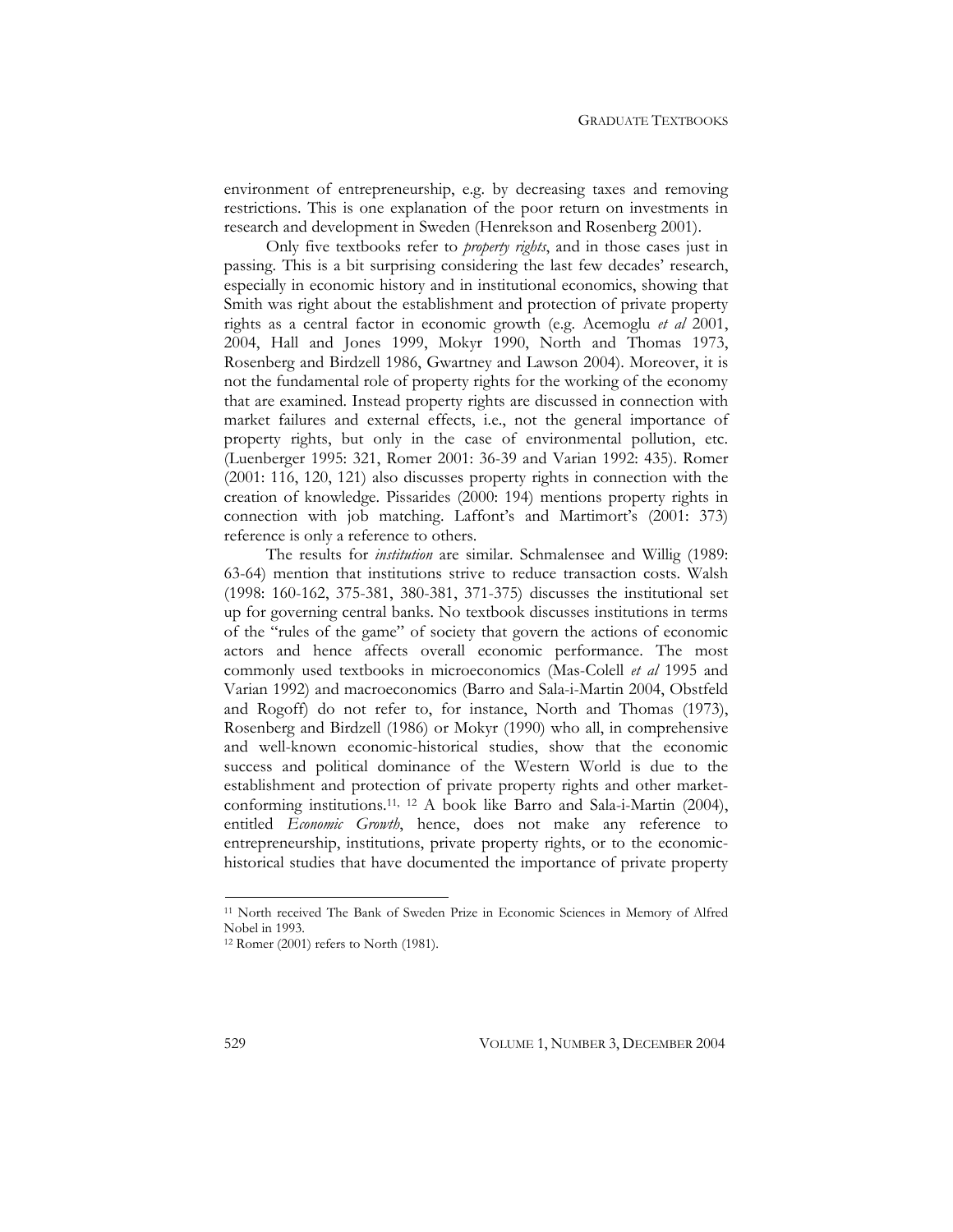environment of entrepreneurship, e.g. by decreasing taxes and removing restrictions. This is one explanation of the poor return on investments in research and development in Sweden (Henrekson and Rosenberg 2001).

Only five textbooks refer to *property rights*, and in those cases just in passing. This is a bit surprising considering the last few decades' research, especially in economic history and in institutional economics, showing that Smith was right about the establishment and protection of private property rights as a central factor in economic growth (e.g. Acemoglu *et al* 2001, 2004, Hall and Jones 1999, Mokyr 1990, North and Thomas 1973, Rosenberg and Birdzell 1986, Gwartney and Lawson 2004). Moreover, it is not the fundamental role of property rights for the working of the economy that are examined. Instead property rights are discussed in connection with market failures and external effects, i.e., not the general importance of property rights, but only in the case of environmental pollution, etc. (Luenberger 1995: 321, Romer 2001: 36-39 and Varian 1992: 435). Romer (2001: 116, 120, 121) also discusses property rights in connection with the creation of knowledge. Pissarides (2000: 194) mentions property rights in connection with job matching. Laffont's and Martimort's (2001: 373) reference is only a reference to others.

The results for *institution* are similar. Schmalensee and Willig (1989: 63-64) mention that institutions strive to reduce transaction costs. Walsh (1998: 160-162, 375-381, 380-381, 371-375) discusses the institutional set up for governing central banks. No textbook discusses institutions in terms of the "rules of the game" of society that govern the actions of economic actors and hence affects overall economic performance. The most commonly used textbooks in microeconomics (Mas-Colell *et al* 1995 and Varian 1992) and macroeconomics (Barro and Sala-i-Martin 2004, Obstfeld and Rogoff) do not refer to, for instance, North and Thomas (1973), Rosenberg and Birdzell (1986) or Mokyr (1990) who all, in comprehensive and well-known economic-historical studies, show that the economic success and political dominance of the Western World is due to the establishment and protection of private property rights and other market-conforming institutions.[11, 12] A book like Barro and Sala-i-Martin (2004), entitled *Economic Growth*, hence, does not make any reference to entrepreneurship, institutions, private property rights, or to the economic-historical studies that have documented the importance of private property

---

[11] North received The Bank of Sweden Prize in Economic Sciences in Memory of Alfred Nobel in 1993.

[12] Romer (2001) refers to North (1981).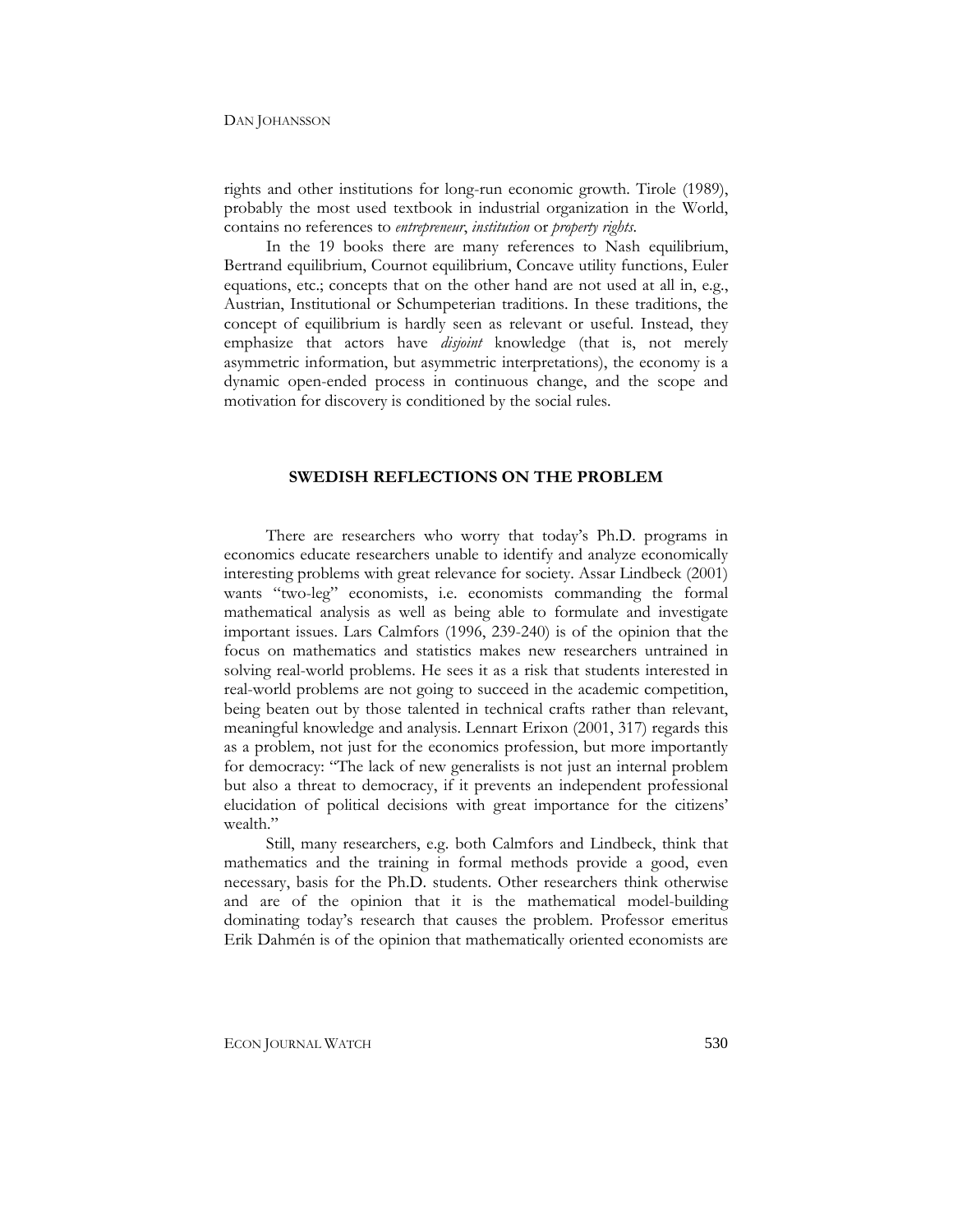rights and other institutions for long-run economic growth. Tirole (1989), probably the most used textbook in industrial organization in the World, contains no references to *entrepreneur*, *institution* or *property rights*.

In the 19 books there are many references to Nash equilibrium, Bertrand equilibrium, Cournot equilibrium, Concave utility functions, Euler equations, etc.; concepts that on the other hand are not used at all in, e.g., Austrian, Institutional or Schumpeterian traditions. In these traditions, the concept of equilibrium is hardly seen as relevant or useful. Instead, they emphasize that actors have *disjoint* knowledge (that is, not merely asymmetric information, but asymmetric interpretations), the economy is a dynamic open-ended process in continuous change, and the scope and motivation for discovery is conditioned by the social rules.

## SWEDISH REFLECTIONS ON THE PROBLEM

There are researchers who worry that today's Ph.D. programs in economics educate researchers unable to identify and analyze economically interesting problems with great relevance for society. Assar Lindbeck (2001) wants "two-leg" economists, i.e. economists commanding the formal mathematical analysis as well as being able to formulate and investigate important issues. Lars Calmfors (1996, 239-240) is of the opinion that the focus on mathematics and statistics makes new researchers untrained in solving real-world problems. He sees it as a risk that students interested in real-world problems are not going to succeed in the academic competition, being beaten out by those talented in technical crafts rather than relevant, meaningful knowledge and analysis. Lennart Erixon (2001, 317) regards this as a problem, not just for the economics profession, but more importantly for democracy: "The lack of new generalists is not just an internal problem but also a threat to democracy, if it prevents an independent professional elucidation of political decisions with great importance for the citizens' wealth."

Still, many researchers, e.g. both Calmfors and Lindbeck, think that mathematics and the training in formal methods provide a good, even necessary, basis for the Ph.D. students. Other researchers think otherwise and are of the opinion that it is the mathematical model-building dominating today's research that causes the problem. Professor emeritus Erik Dahmén is of the opinion that mathematically oriented economists are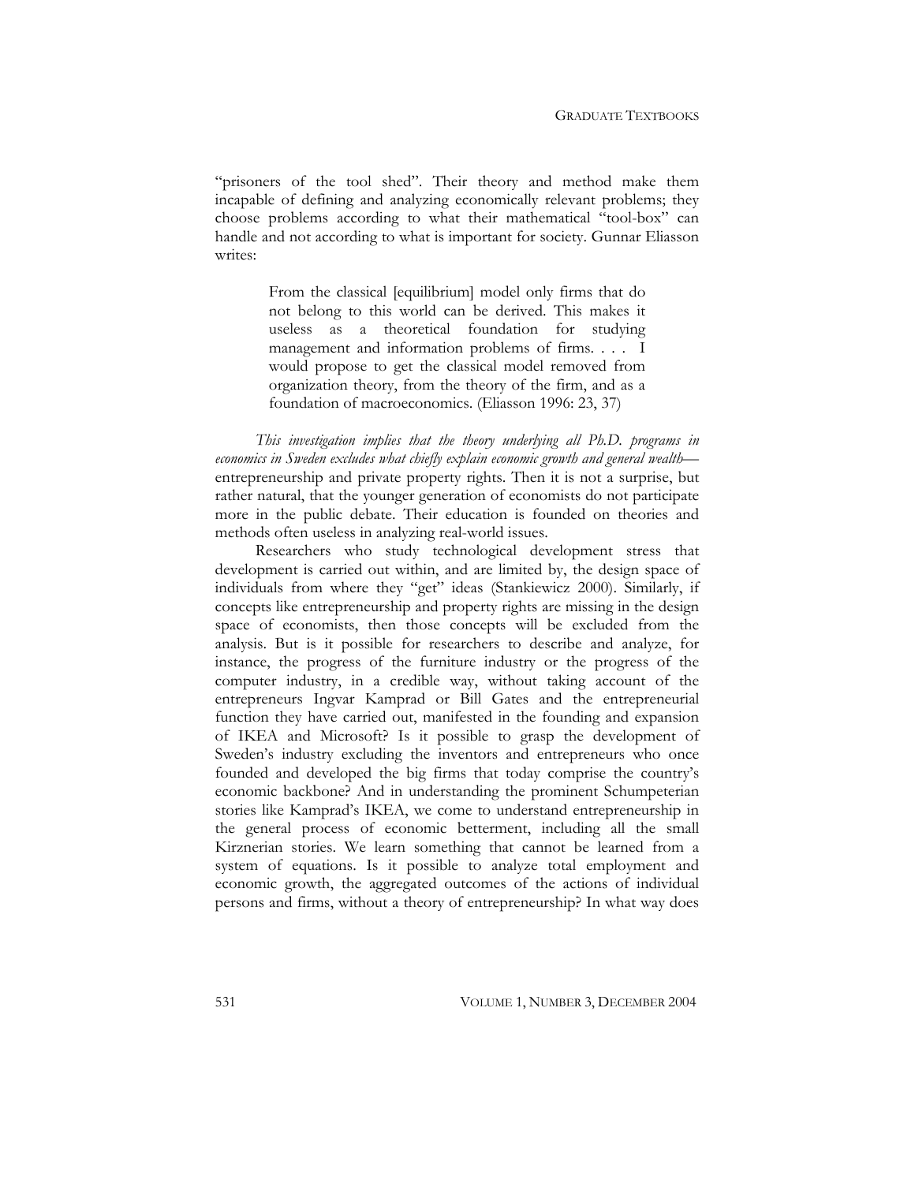"prisoners of the tool shed". Their theory and method make them incapable of defining and analyzing economically relevant problems; they choose problems according to what their mathematical "tool-box" can handle and not according to what is important for society. Gunnar Eliasson writes:

> From the classical [equilibrium] model only firms that do not belong to this world can be derived. This makes it useless as a theoretical foundation for studying management and information problems of firms. . . . I would propose to get the classical model removed from organization theory, from the theory of the firm, and as a foundation of macroeconomics. (Eliasson 1996: 23, 37)

*This investigation implies that the theory underlying all Ph.D. programs in economics in Sweden excludes what chiefly explain economic growth and general wealth*—entrepreneurship and private property rights. Then it is not a surprise, but rather natural, that the younger generation of economists do not participate more in the public debate. Their education is founded on theories and methods often useless in analyzing real-world issues.

Researchers who study technological development stress that development is carried out within, and are limited by, the design space of individuals from where they "get" ideas (Stankiewicz 2000). Similarly, if concepts like entrepreneurship and property rights are missing in the design space of economists, then those concepts will be excluded from the analysis. But is it possible for researchers to describe and analyze, for instance, the progress of the furniture industry or the progress of the computer industry, in a credible way, without taking account of the entrepreneurs Ingvar Kamprad or Bill Gates and the entrepreneurial function they have carried out, manifested in the founding and expansion of IKEA and Microsoft? Is it possible to grasp the development of Sweden's industry excluding the inventors and entrepreneurs who once founded and developed the big firms that today comprise the country's economic backbone? And in understanding the prominent Schumpeterian stories like Kamprad's IKEA, we come to understand entrepreneurship in the general process of economic betterment, including all the small Kirznerian stories. We learn something that cannot be learned from a system of equations. Is it possible to analyze total employment and economic growth, the aggregated outcomes of the actions of individual persons and firms, without a theory of entrepreneurship? In what way does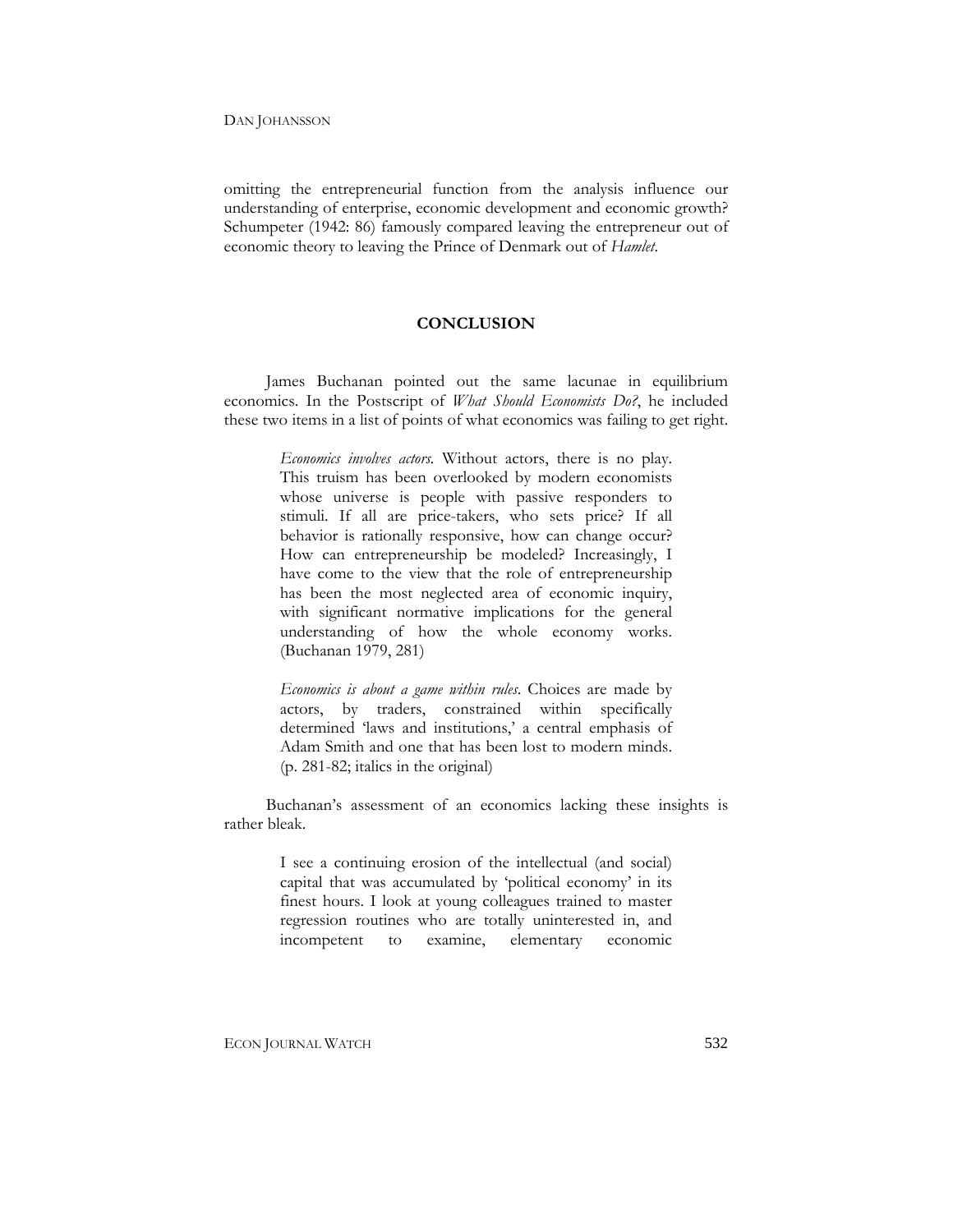omitting the entrepreneurial function from the analysis influence our understanding of enterprise, economic development and economic growth? Schumpeter (1942: 86) famously compared leaving the entrepreneur out of economic theory to leaving the Prince of Denmark out of *Hamlet*.

## CONCLUSION

James Buchanan pointed out the same lacunae in equilibrium economics. In the Postscript of *What Should Economists Do?*, he included these two items in a list of points of what economics was failing to get right.

> *Economics involves actors.* Without actors, there is no play. This truism has been overlooked by modern economists whose universe is people with passive responders to stimuli. If all are price-takers, who sets price? If all behavior is rationally responsive, how can change occur? How can entrepreneurship be modeled? Increasingly, I have come to the view that the role of entrepreneurship has been the most neglected area of economic inquiry, with significant normative implications for the general understanding of how the whole economy works. (Buchanan 1979, 281)

> *Economics is about a game within rules.* Choices are made by actors, by traders, constrained within specifically determined 'laws and institutions,' a central emphasis of Adam Smith and one that has been lost to modern minds. (p. 281-82; italics in the original)

Buchanan's assessment of an economics lacking these insights is rather bleak.

> I see a continuing erosion of the intellectual (and social) capital that was accumulated by 'political economy' in its finest hours. I look at young colleagues trained to master regression routines who are totally uninterested in, and incompetent to examine, elementary economic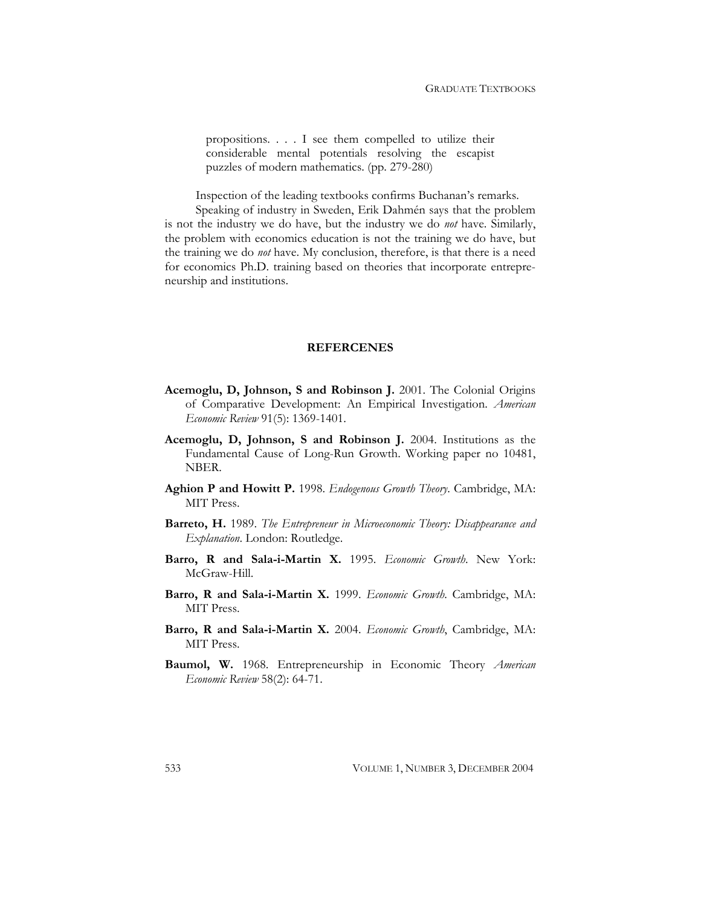> propositions. . . . I see them compelled to utilize their considerable mental potentials resolving the escapist puzzles of modern mathematics. (pp. 279-280)

Inspection of the leading textbooks confirms Buchanan's remarks.

Speaking of industry in Sweden, Erik Dahmén says that the problem is not the industry we do have, but the industry we do *not* have. Similarly, the problem with economics education is not the training we do have, but the training we do *not* have. My conclusion, therefore, is that there is a need for economics Ph.D. training based on theories that incorporate entrepreneurship and institutions.

## REFERCENES

**Acemoglu, D, Johnson, S and Robinson J.** 2001. The Colonial Origins of Comparative Development: An Empirical Investigation. *American Economic Review* 91(5): 1369-1401.

**Acemoglu, D, Johnson, S and Robinson J.** 2004. Institutions as the Fundamental Cause of Long-Run Growth. Working paper no 10481, NBER.

**Aghion P and Howitt P.** 1998. *Endogenous Growth Theory*. Cambridge, MA: MIT Press.

**Barreto, H.** 1989. *The Entrepreneur in Microeconomic Theory: Disappearance and Explanation*. London: Routledge.

**Barro, R and Sala-i-Martin X.** 1995. *Economic Growth*. New York: McGraw-Hill.

**Barro, R and Sala-i-Martin X.** 1999. *Economic Growth*. Cambridge, MA: MIT Press.

**Barro, R and Sala-i-Martin X.** 2004. *Economic Growth*, Cambridge, MA: MIT Press.

**Baumol, W.** 1968. Entrepreneurship in Economic Theory *American Economic Review* 58(2): 64-71.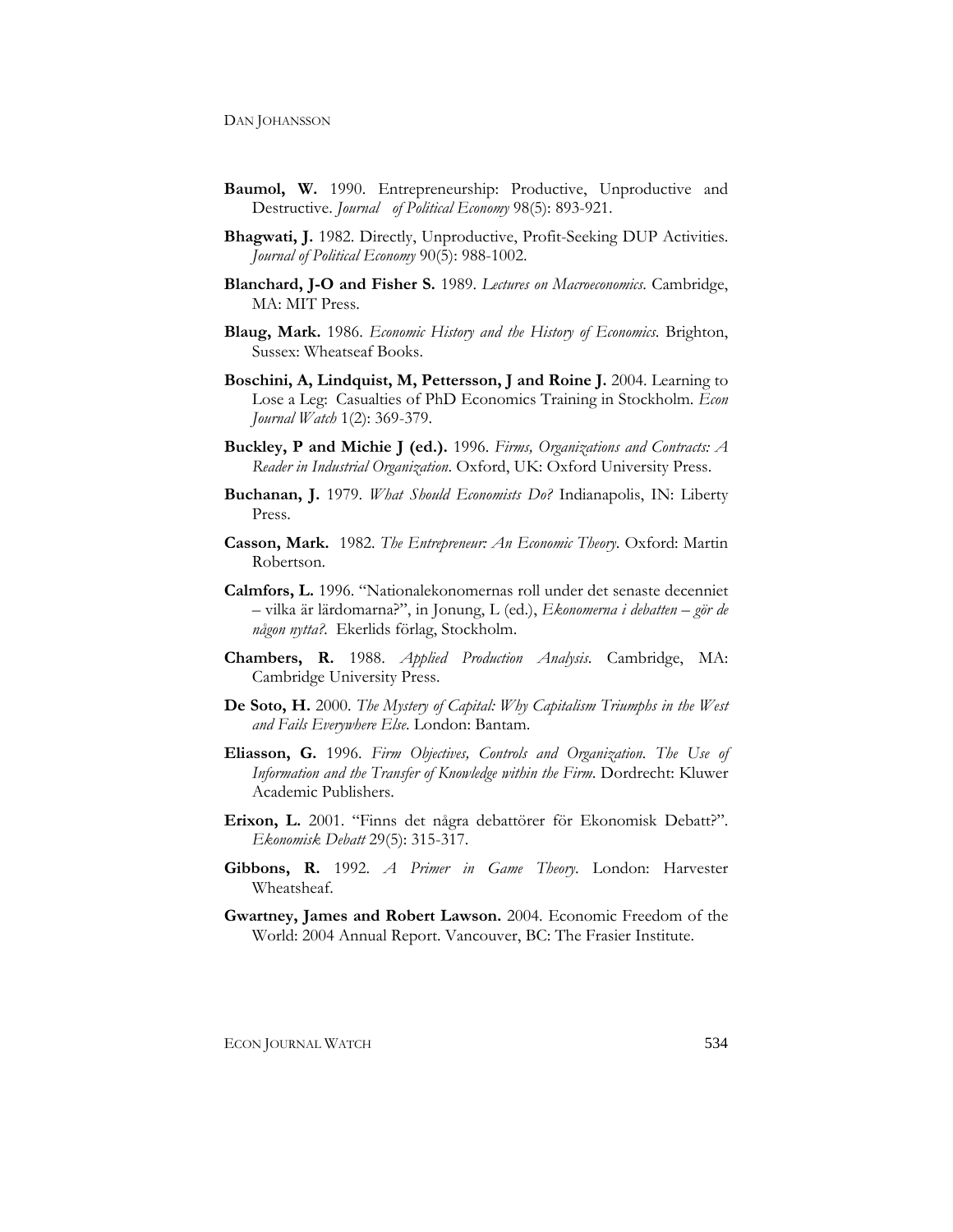**Baumol, W.** 1990. Entrepreneurship: Productive, Unproductive and Destructive. *Journal of Political Economy* 98(5): 893-921.

**Bhagwati, J.** 1982. Directly, Unproductive, Profit-Seeking DUP Activities. *Journal of Political Economy* 90(5): 988-1002.

**Blanchard, J-O and Fisher S.** 1989. *Lectures on Macroeconomics*. Cambridge, MA: MIT Press.

**Blaug, Mark.** 1986. *Economic History and the History of Economics*. Brighton, Sussex: Wheatseaf Books.

**Boschini, A, Lindquist, M, Pettersson, J and Roine J.** 2004. Learning to Lose a Leg: Casualties of PhD Economics Training in Stockholm. *Econ Journal Watch* 1(2): 369-379.

**Buckley, P and Michie J (ed.).** 1996. *Firms, Organizations and Contracts: A Reader in Industrial Organization*. Oxford, UK: Oxford University Press.

**Buchanan, J.** 1979. *What Should Economists Do?* Indianapolis, IN: Liberty Press.

**Casson, Mark.** 1982. *The Entrepreneur: An Economic Theory*. Oxford: Martin Robertson.

**Calmfors, L.** 1996. "Nationalekonomernas roll under det senaste decenniet – vilka är lärdomarna?", in Jonung, L (ed.), *Ekonomerna i debatten – gör de någon nytta?*. Ekerlids förlag, Stockholm.

**Chambers, R.** 1988. *Applied Production Analysis*. Cambridge, MA: Cambridge University Press.

**De Soto, H.** 2000. *The Mystery of Capital: Why Capitalism Triumphs in the West and Fails Everywhere Else*. London: Bantam.

**Eliasson, G.** 1996. *Firm Objectives, Controls and Organization. The Use of Information and the Transfer of Knowledge within the Firm*. Dordrecht: Kluwer Academic Publishers.

**Erixon, L.** 2001. "Finns det några debattörer för Ekonomisk Debatt?". *Ekonomisk Debatt* 29(5): 315-317.

**Gibbons, R.** 1992. *A Primer in Game Theory*. London: Harvester Wheatsheaf.

**Gwartney, James and Robert Lawson.** 2004. Economic Freedom of the World: 2004 Annual Report. Vancouver, BC: The Frasier Institute.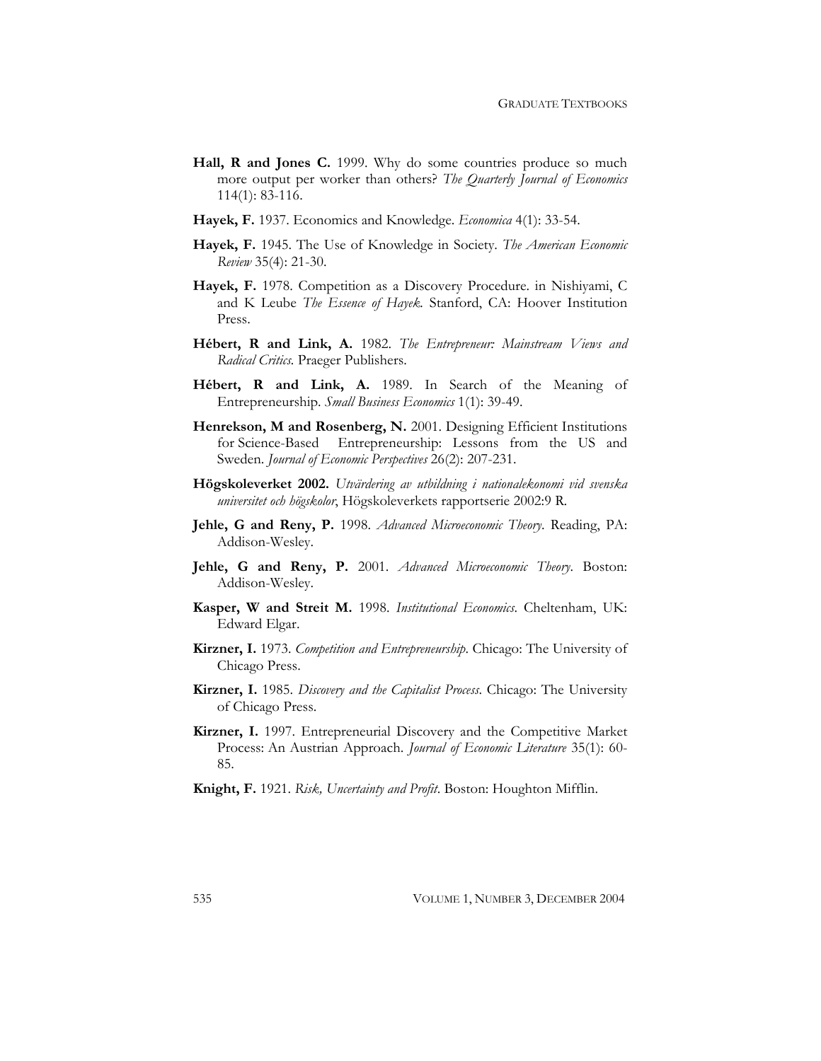**Hall, R and Jones C.** 1999. Why do some countries produce so much more output per worker than others? *The Quarterly Journal of Economics* 114(1): 83-116.

**Hayek, F.** 1937. Economics and Knowledge. *Economica* 4(1): 33-54.

**Hayek, F.** 1945. The Use of Knowledge in Society. *The American Economic Review* 35(4): 21-30.

**Hayek, F.** 1978. Competition as a Discovery Procedure. in Nishiyami, C and K Leube *The Essence of Hayek*. Stanford, CA: Hoover Institution Press.

**Hébert, R and Link, A.** 1982. *The Entrepreneur: Mainstream Views and Radical Critics.* Praeger Publishers.

**Hébert, R and Link, A.** 1989. In Search of the Meaning of Entrepreneurship. *Small Business Economics* 1(1): 39-49.

**Henrekson, M and Rosenberg, N.** 2001. Designing Efficient Institutions for Science-Based Entrepreneurship: Lessons from the US and Sweden. *Journal of Economic Perspectives* 26(2): 207-231.

**Högskoleverket 2002.** *Utvärdering av utbildning i nationalekonomi vid svenska universitet och högskolor*, Högskoleverkets rapportserie 2002:9 R.

**Jehle, G and Reny, P.** 1998. *Advanced Microeconomic Theory*. Reading, PA: Addison-Wesley.

**Jehle, G and Reny, P.** 2001. *Advanced Microeconomic Theory*. Boston: Addison-Wesley.

**Kasper, W and Streit M.** 1998. *Institutional Economics*. Cheltenham, UK: Edward Elgar.

**Kirzner, I.** 1973. *Competition and Entrepreneurship*. Chicago: The University of Chicago Press.

**Kirzner, I.** 1985. *Discovery and the Capitalist Process*. Chicago: The University of Chicago Press.

**Kirzner, I.** 1997. Entrepreneurial Discovery and the Competitive Market Process: An Austrian Approach. *Journal of Economic Literature* 35(1): 60-85.

**Knight, F.** 1921. *Risk, Uncertainty and Profit*. Boston: Houghton Mifflin.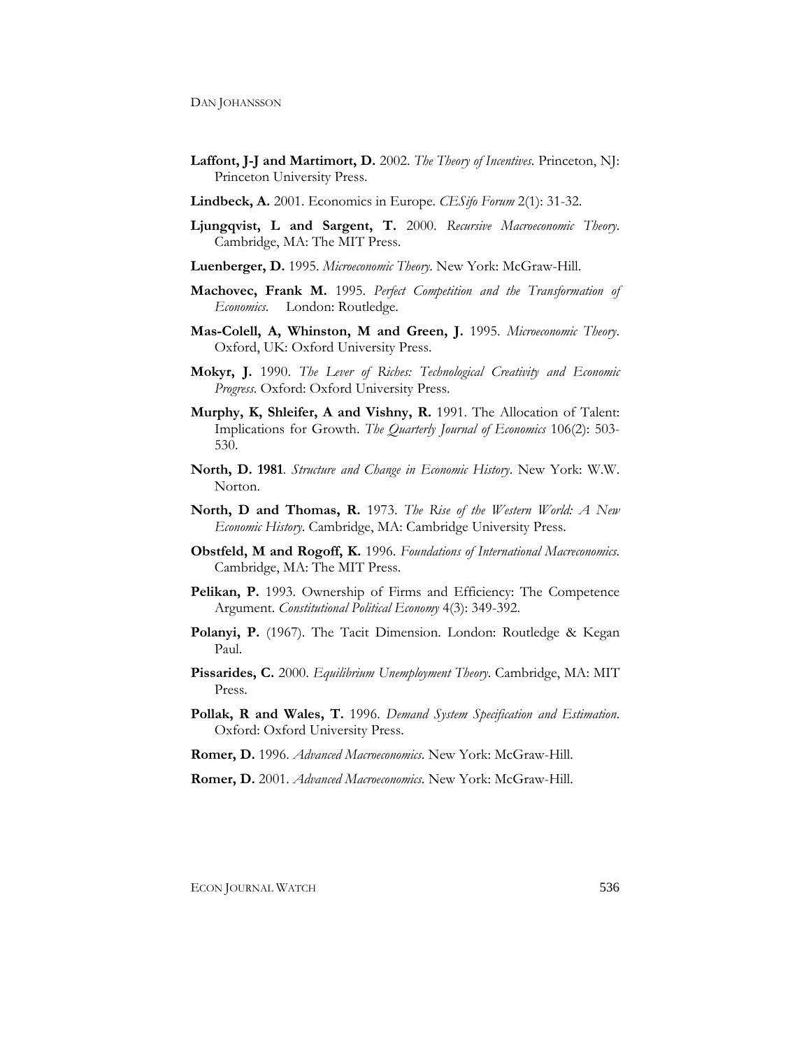**Laffont, J-J and Martimort, D.** 2002. *The Theory of Incentives*. Princeton, NJ: Princeton University Press.

**Lindbeck, A.** 2001. Economics in Europe. *CESifo Forum* 2(1): 31-32.

**Ljungqvist, L and Sargent, T.** 2000. *Recursive Macroeconomic Theory*. Cambridge, MA: The MIT Press.

**Luenberger, D.** 1995. *Microeconomic Theory*. New York: McGraw-Hill.

**Machovec, Frank M.** 1995. *Perfect Competition and the Transformation of Economics*. London: Routledge.

**Mas-Colell, A, Whinston, M and Green, J.** 1995. *Microeconomic Theory*. Oxford, UK: Oxford University Press.

**Mokyr, J.** 1990. *The Lever of Riches: Technological Creativity and Economic Progress*. Oxford: Oxford University Press.

**Murphy, K, Shleifer, A and Vishny, R.** 1991. The Allocation of Talent: Implications for Growth. *The Quarterly Journal of Economics* 106(2): 503-530.

**North, D. 1981**. *Structure and Change in Economic History*. New York: W.W. Norton.

**North, D and Thomas, R.** 1973. *The Rise of the Western World: A New Economic History*. Cambridge, MA: Cambridge University Press.

**Obstfeld, M and Rogoff, K.** 1996. *Foundations of International Macroeconomics*. Cambridge, MA: The MIT Press.

**Pelikan, P.** 1993. Ownership of Firms and Efficiency: The Competence Argument. *Constitutional Political Economy* 4(3): 349-392.

**Polanyi, P.** (1967). The Tacit Dimension. London: Routledge & Kegan Paul.

**Pissarides, C.** 2000. *Equilibrium Unemployment Theory*. Cambridge, MA: MIT Press.

**Pollak, R and Wales, T.** 1996. *Demand System Specification and Estimation*. Oxford: Oxford University Press.

**Romer, D.** 1996. *Advanced Macroeconomics*. New York: McGraw-Hill.

**Romer, D.** 2001. *Advanced Macroeconomics*. New York: McGraw-Hill.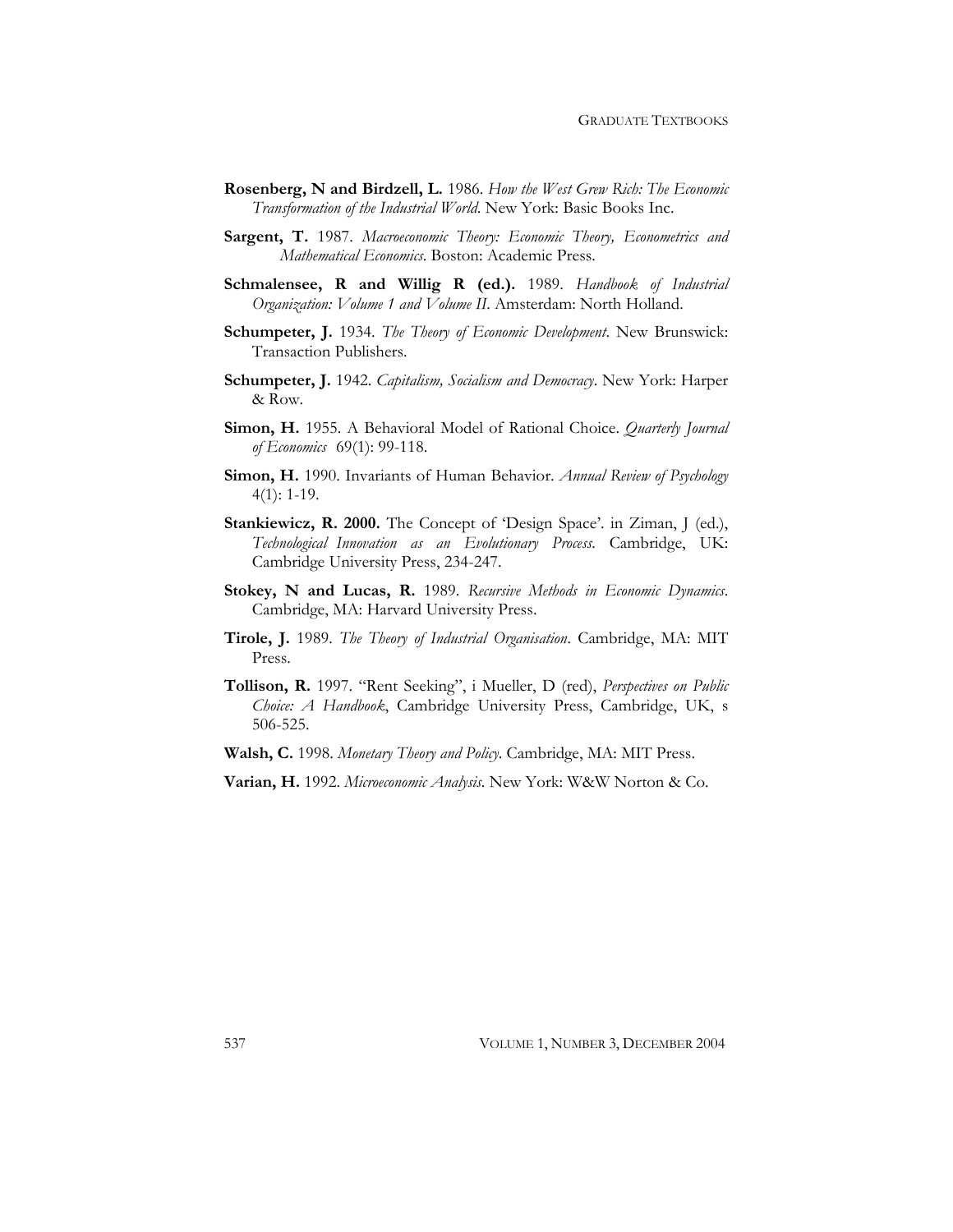**Rosenberg, N and Birdzell, L.** 1986. *How the West Grew Rich: The Economic Transformation of the Industrial World*. New York: Basic Books Inc.

**Sargent, T.** 1987. *Macroeconomic Theory: Economic Theory, Econometrics and Mathematical Economics*. Boston: Academic Press.

**Schmalensee, R and Willig R (ed.).** 1989. *Handbook of Industrial Organization: Volume 1 and Volume II*. Amsterdam: North Holland.

**Schumpeter, J.** 1934. *The Theory of Economic Development*. New Brunswick: Transaction Publishers.

**Schumpeter, J.** 1942. *Capitalism, Socialism and Democracy*. New York: Harper & Row.

**Simon, H.** 1955. A Behavioral Model of Rational Choice. *Quarterly Journal of Economics* 69(1): 99-118.

**Simon, H.** 1990. Invariants of Human Behavior. *Annual Review of Psychology* 4(1): 1-19.

**Stankiewicz, R. 2000.** The Concept of 'Design Space'. in Ziman, J (ed.), *Technological Innovation as an Evolutionary Process*. Cambridge, UK: Cambridge University Press, 234-247.

**Stokey, N and Lucas, R.** 1989. *Recursive Methods in Economic Dynamics*. Cambridge, MA: Harvard University Press.

**Tirole, J.** 1989. *The Theory of Industrial Organisation*. Cambridge, MA: MIT Press.

**Tollison, R.** 1997. "Rent Seeking", i Mueller, D (red), *Perspectives on Public Choice: A Handbook*, Cambridge University Press, Cambridge, UK, s 506-525.

**Walsh, C.** 1998. *Monetary Theory and Policy*. Cambridge, MA: MIT Press.

**Varian, H.** 1992. *Microeconomic Analysis*. New York: W&W Norton & Co.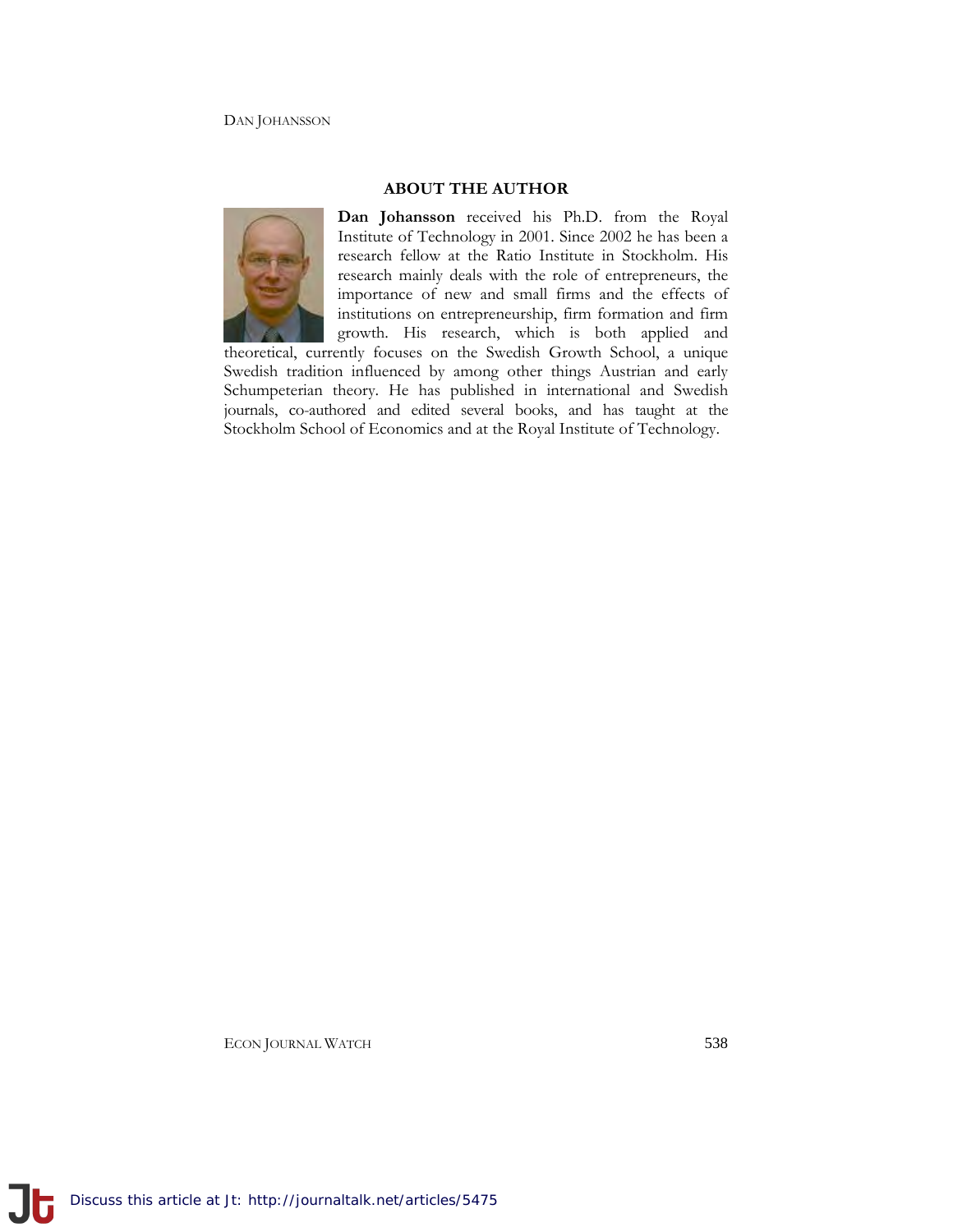## ABOUT THE AUTHOR

**Dan Johansson** received his Ph.D. from the Royal Institute of Technology in 2001. Since 2002 he has been a research fellow at the Ratio Institute in Stockholm. His research mainly deals with the role of entrepreneurs, the importance of new and small firms and the effects of institutions on entrepreneurship, firm formation and firm growth. His research, which is both applied and theoretical, currently focuses on the Swedish Growth School, a unique Swedish tradition influenced by among other things Austrian and early Schumpeterian theory. He has published in international and Swedish journals, co-authored and edited several books, and has taught at the Stockholm School of Economics and at the Royal Institute of Technology.

Discuss this article at Jt: http://journaltalk.net/articles/5475